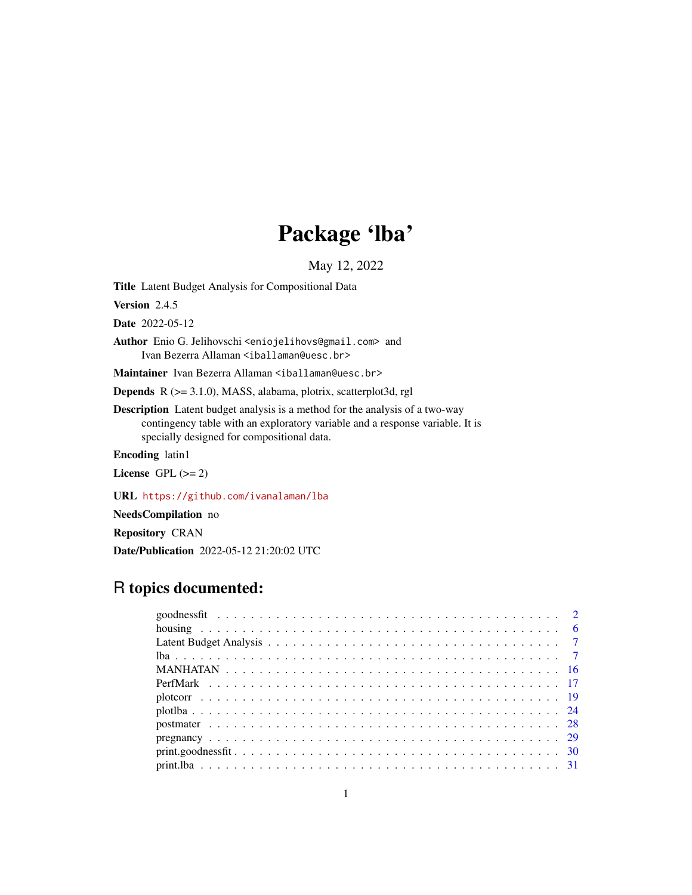# Package 'lba'

May 12, 2022

**Title** Latent Budget Analysis for Compositional Data

**Version** 2.4.5

**Date** 2022-05-12

**Author** Enio G. Jelihovschi <eniojelihovs@gmail.com> and
Ivan Bezerra Allaman <iballaman@uesc.br>

**Maintainer** Ivan Bezerra Allaman <iballaman@uesc.br>

**Depends** R (>= 3.1.0), MASS, alabama, plotrix, scatterplot3d, rgl

**Description** Latent budget analysis is a method for the analysis of a two-way contingency table with an exploratory variable and a response variable. It is specially designed for compositional data.

**Encoding** latin1

**License** GPL (>= 2)

**URL** https://github.com/ivanalaman/lba

**NeedsCompilation** no

**Repository** CRAN

**Date/Publication** 2022-05-12 21:20:02 UTC

## R topics documented:

| | |
|---|---|
| goodnessfit | 2 |
| housing | 6 |
| Latent Budget Analysis | 7 |
| lba | 7 |
| MANHATAN | 16 |
| PerfMark | 17 |
| plotcorr | 19 |
| plotlba | 24 |
| postmater | 28 |
| pregnancy | 29 |
| print.goodnessfit | 30 |
| print.lba | 31 |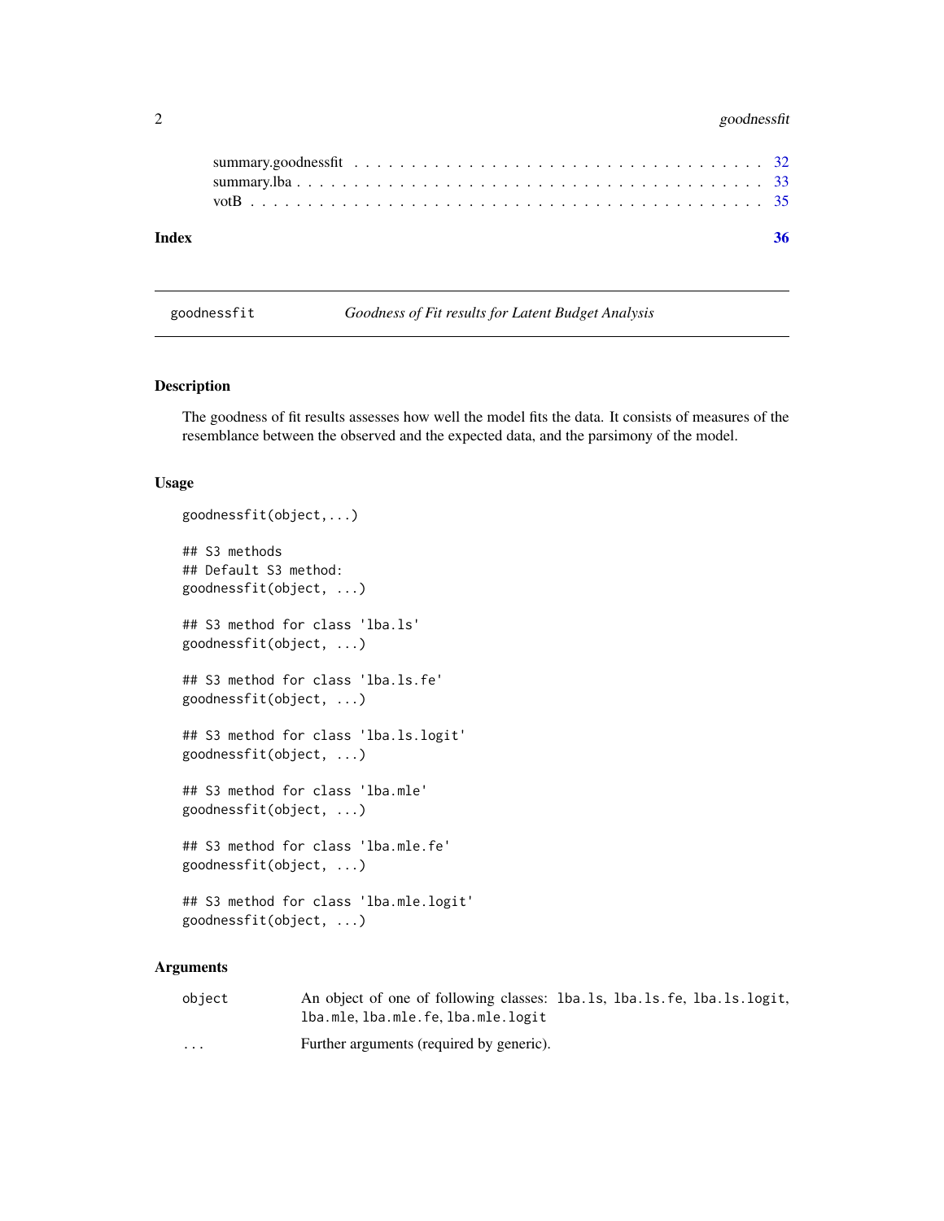| | |
|---|---|
| summary.goodnessfit | 32 |
| summary.lba | 33 |
| votB | 35 |

**Index** **36**

---

goodnessfit — *Goodness of Fit results for Latent Budget Analysis*

---

## Description

The goodness of fit results assesses how well the model fits the data. It consists of measures of the resemblance between the observed and the expected data, and the parsimony of the model.

## Usage

```
goodnessfit(object,...)

## S3 methods
## Default S3 method:
goodnessfit(object, ...)

## S3 method for class 'lba.ls'
goodnessfit(object, ...)

## S3 method for class 'lba.ls.fe'
goodnessfit(object, ...)

## S3 method for class 'lba.ls.logit'
goodnessfit(object, ...)

## S3 method for class 'lba.mle'
goodnessfit(object, ...)

## S3 method for class 'lba.mle.fe'
goodnessfit(object, ...)

## S3 method for class 'lba.mle.logit'
goodnessfit(object, ...)
```

## Arguments

| | |
|---|---|
| `object` | An object of one of following classes: `lba.ls`, `lba.ls.fe`, `lba.ls.logit`, `lba.mle`, `lba.mle.fe`, `lba.mle.logit` |
| `...` | Further arguments (required by generic). |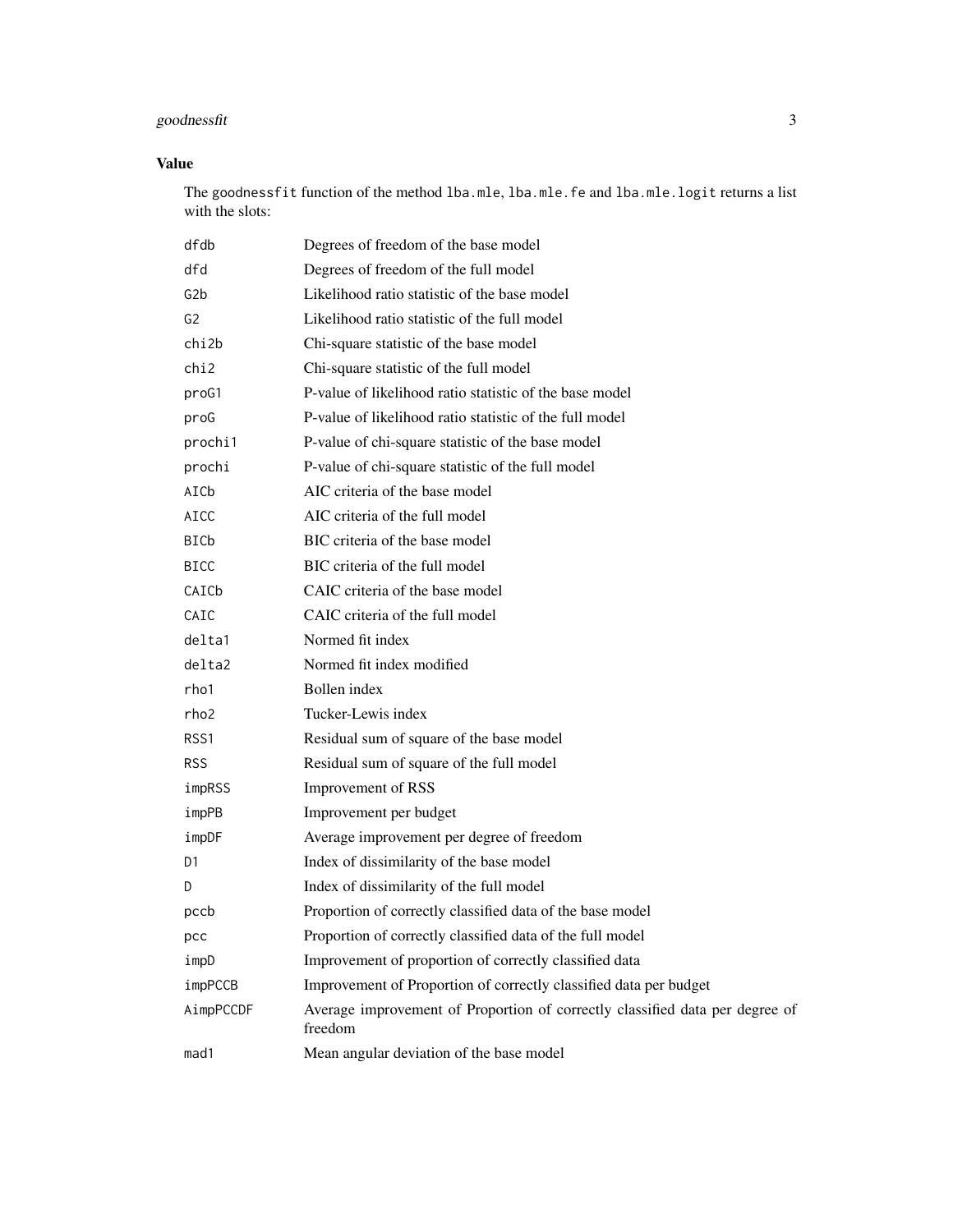## Value

The `goodnessfit` function of the method `lba.mle`, `lba.mle.fe` and `lba.mle.logit` returns a list with the slots:

| | |
|---|---|
| `dfdb` | Degrees of freedom of the base model |
| `dfd` | Degrees of freedom of the full model |
| `G2b` | Likelihood ratio statistic of the base model |
| `G2` | Likelihood ratio statistic of the full model |
| `chi2b` | Chi-square statistic of the base model |
| `chi2` | Chi-square statistic of the full model |
| `proG1` | P-value of likelihood ratio statistic of the base model |
| `proG` | P-value of likelihood ratio statistic of the full model |
| `prochi1` | P-value of chi-square statistic of the base model |
| `prochi` | P-value of chi-square statistic of the full model |
| `AICb` | AIC criteria of the base model |
| `AICC` | AIC criteria of the full model |
| `BICb` | BIC criteria of the base model |
| `BICC` | BIC criteria of the full model |
| `CAICb` | CAIC criteria of the base model |
| `CAIC` | CAIC criteria of the full model |
| `delta1` | Normed fit index |
| `delta2` | Normed fit index modified |
| `rho1` | Bollen index |
| `rho2` | Tucker-Lewis index |
| `RSS1` | Residual sum of square of the base model |
| `RSS` | Residual sum of square of the full model |
| `impRSS` | Improvement of RSS |
| `impPB` | Improvement per budget |
| `impDF` | Average improvement per degree of freedom |
| `D1` | Index of dissimilarity of the base model |
| `D` | Index of dissimilarity of the full model |
| `pccb` | Proportion of correctly classified data of the base model |
| `pcc` | Proportion of correctly classified data of the full model |
| `impD` | Improvement of proportion of correctly classified data |
| `impPCCB` | Improvement of Proportion of correctly classified data per budget |
| `AimpPCCDF` | Average improvement of Proportion of correctly classified data per degree of freedom |
| `mad1` | Mean angular deviation of the base model |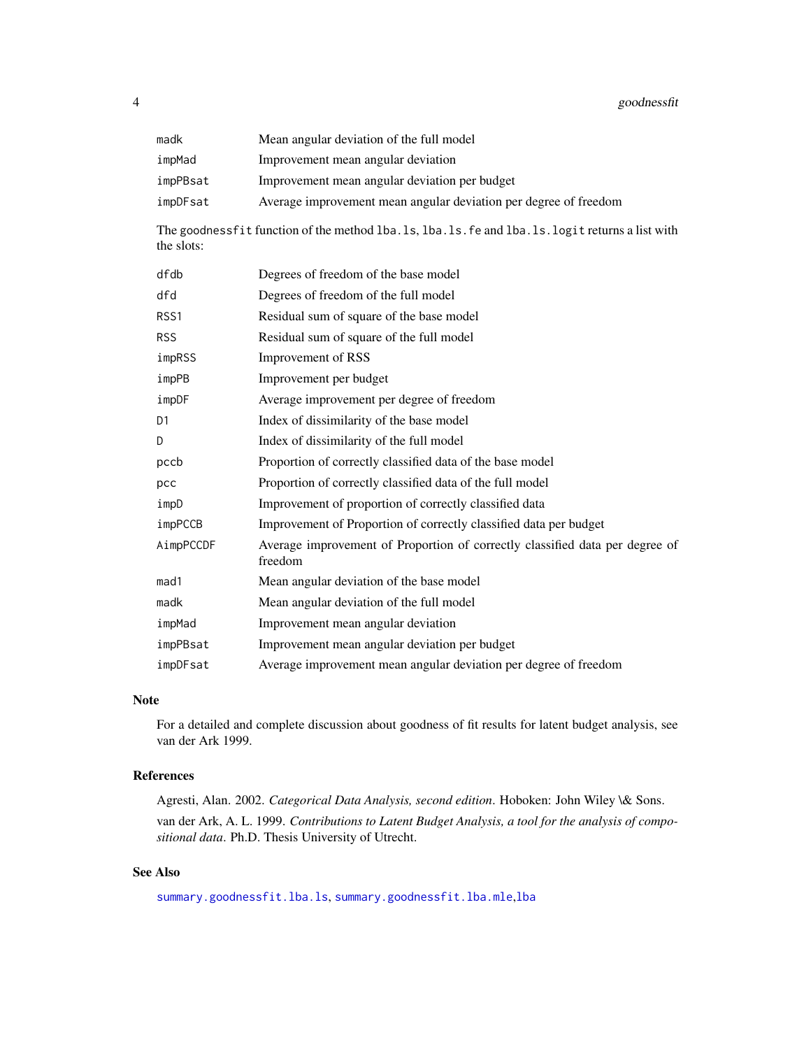| | |
|---|---|
| madk | Mean angular deviation of the full model |
| impMad | Improvement mean angular deviation |
| impPBsat | Improvement mean angular deviation per budget |
| impDFsat | Average improvement mean angular deviation per degree of freedom |

The goodnessfit function of the method lba.ls, lba.ls.fe and lba.ls.logit returns a list with the slots:

| | |
|---|---|
| dfdb | Degrees of freedom of the base model |
| dfd | Degrees of freedom of the full model |
| RSS1 | Residual sum of square of the base model |
| RSS | Residual sum of square of the full model |
| impRSS | Improvement of RSS |
| impPB | Improvement per budget |
| impDF | Average improvement per degree of freedom |
| D1 | Index of dissimilarity of the base model |
| D | Index of dissimilarity of the full model |
| pccb | Proportion of correctly classified data of the base model |
| pcc | Proportion of correctly classified data of the full model |
| impD | Improvement of proportion of correctly classified data |
| impPCCB | Improvement of Proportion of correctly classified data per budget |
| AimpPCCDF | Average improvement of Proportion of correctly classified data per degree of freedom |
| mad1 | Mean angular deviation of the base model |
| madk | Mean angular deviation of the full model |
| impMad | Improvement mean angular deviation |
| impPBsat | Improvement mean angular deviation per budget |
| impDFsat | Average improvement mean angular deviation per degree of freedom |

## Note

For a detailed and complete discussion about goodness of fit results for latent budget analysis, see van der Ark 1999.

## References

Agresti, Alan. 2002. *Categorical Data Analysis, second edition*. Hoboken: John Wiley \& Sons.

van der Ark, A. L. 1999. *Contributions to Latent Budget Analysis, a tool for the analysis of compositional data*. Ph.D. Thesis University of Utrecht.

## See Also

summary.goodnessfit.lba.ls, summary.goodnessfit.lba.mle, lba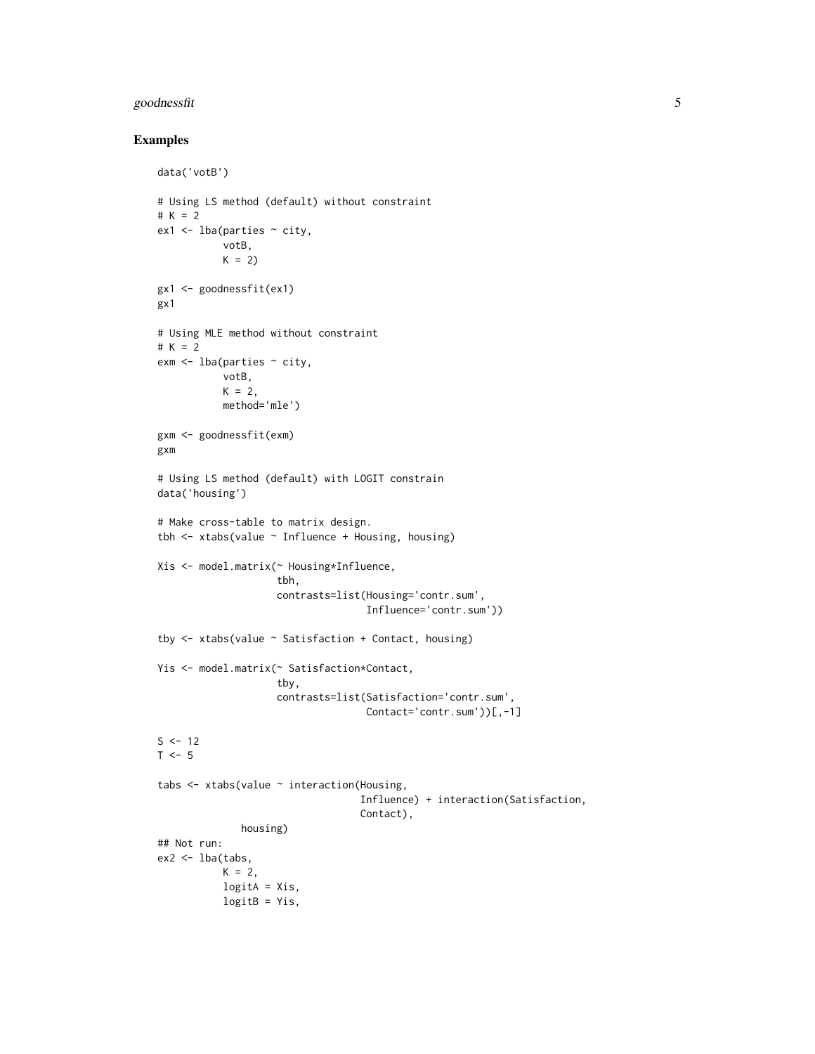### Examples

```
data('votB')

# Using LS method (default) without constraint
# K = 2
ex1 <- lba(parties ~ city,
           votB,
           K = 2)

gx1 <- goodnessfit(ex1)
gx1

# Using MLE method without constraint
# K = 2
exm <- lba(parties ~ city,
           votB,
           K = 2,
           method='mle')

gxm <- goodnessfit(exm)
gxm

# Using LS method (default) with LOGIT constrain
data('housing')

# Make cross-table to matrix design.
tbh <- xtabs(value ~ Influence + Housing, housing)

Xis <- model.matrix(~ Housing*Influence,
                    tbh,
                    contrasts=list(Housing='contr.sum',
                                   Influence='contr.sum'))

tby <- xtabs(value ~ Satisfaction + Contact, housing)

Yis <- model.matrix(~ Satisfaction*Contact,
                    tby,
                    contrasts=list(Satisfaction='contr.sum',
                                   Contact='contr.sum'))[,-1]

S <- 12
T <- 5

tabs <- xtabs(value ~ interaction(Housing,
                                  Influence) + interaction(Satisfaction,
                                  Contact),
              housing)
## Not run:
ex2 <- lba(tabs,
           K = 2,
           logitA = Xis,
           logitB = Yis,
```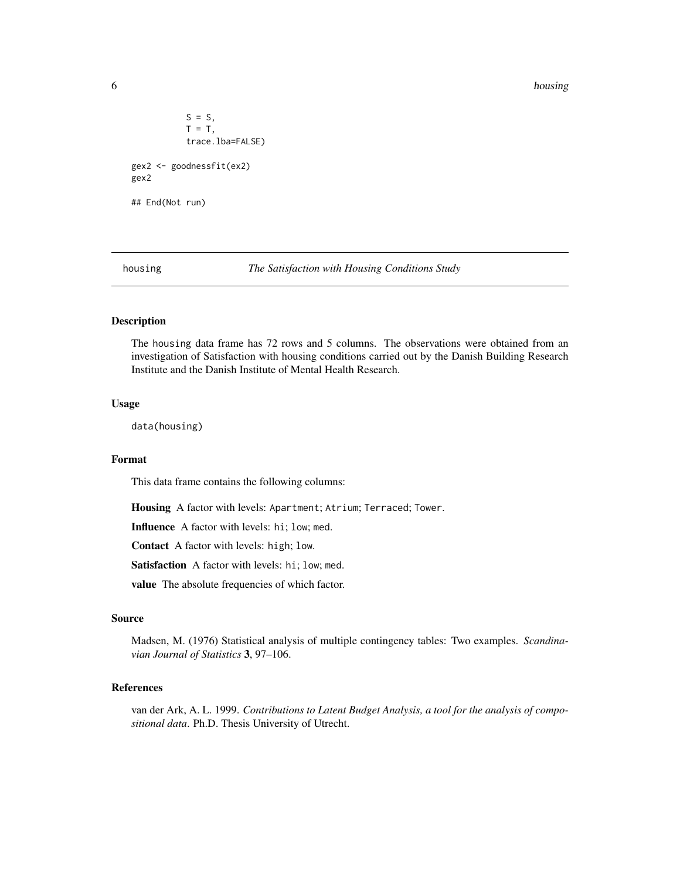```
          S = S,
          T = T,
          trace.lba=FALSE)

gex2 <- goodnessfit(ex2)
gex2

## End(Not run)
```

## housing — *The Satisfaction with Housing Conditions Study*

### Description

The housing data frame has 72 rows and 5 columns. The observations were obtained from an investigation of Satisfaction with housing conditions carried out by the Danish Building Research Institute and the Danish Institute of Mental Health Research.

### Usage

```
data(housing)
```

### Format

This data frame contains the following columns:

**Housing** A factor with levels: `Apartment`; `Atrium`; `Terraced`; `Tower`.

**Influence** A factor with levels: `hi`; `low`; `med`.

**Contact** A factor with levels: `high`; `low`.

**Satisfaction** A factor with levels: `hi`; `low`; `med`.

**value** The absolute frequencies of which factor.

### Source

Madsen, M. (1976) Statistical analysis of multiple contingency tables: Two examples. *Scandinavian Journal of Statistics* **3**, 97–106.

### References

van der Ark, A. L. 1999. *Contributions to Latent Budget Analysis, a tool for the analysis of compositional data*. Ph.D. Thesis University of Utrecht.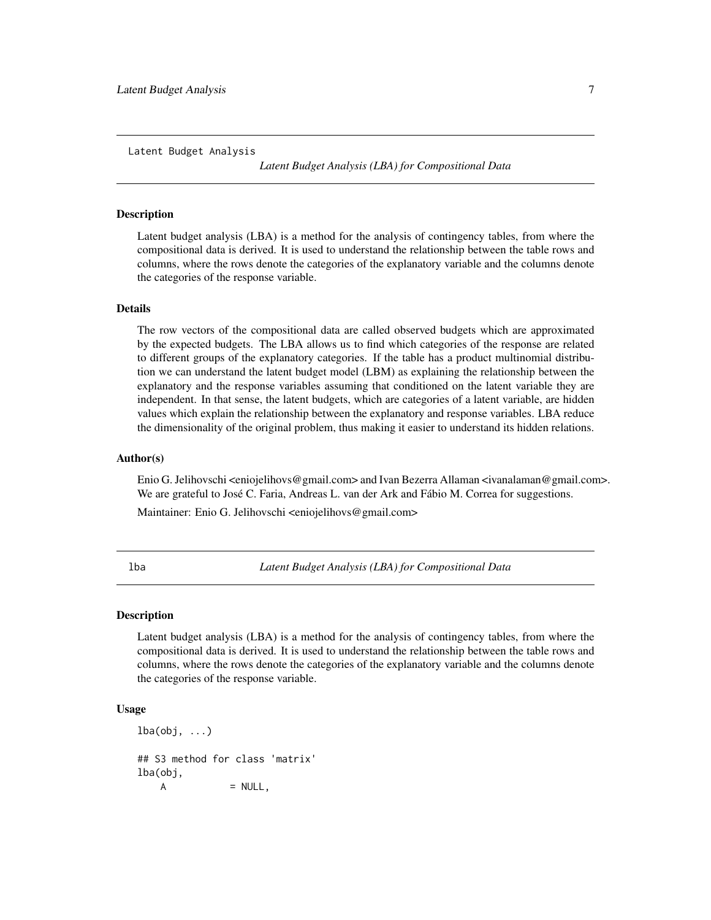Latent Budget Analysis *Latent Budget Analysis (LBA) for Compositional Data*

### Description

Latent budget analysis (LBA) is a method for the analysis of contingency tables, from where the compositional data is derived. It is used to understand the relationship between the table rows and columns, where the rows denote the categories of the explanatory variable and the columns denote the categories of the response variable.

### Details

The row vectors of the compositional data are called observed budgets which are approximated by the expected budgets. The LBA allows us to find which categories of the response are related to different groups of the explanatory categories. If the table has a product multinomial distribution we can understand the latent budget model (LBM) as explaining the relationship between the explanatory and the response variables assuming that conditioned on the latent variable they are independent. In that sense, the latent budgets, which are categories of a latent variable, are hidden values which explain the relationship between the explanatory and response variables. LBA reduce the dimensionality of the original problem, thus making it easier to understand its hidden relations.

### Author(s)

Enio G. Jelihovschi <eniojelihovs@gmail.com> and Ivan Bezerra Allaman <ivanalaman@gmail.com>. We are grateful to José C. Faria, Andreas L. van der Ark and Fábio M. Correa for suggestions.

Maintainer: Enio G. Jelihovschi <eniojelihovs@gmail.com>

---

lba *Latent Budget Analysis (LBA) for Compositional Data*

### Description

Latent budget analysis (LBA) is a method for the analysis of contingency tables, from where the compositional data is derived. It is used to understand the relationship between the table rows and columns, where the rows denote the categories of the explanatory variable and the columns denote the categories of the response variable.

### Usage

```
lba(obj, ...)

## S3 method for class 'matrix'
lba(obj,
    A           = NULL,
```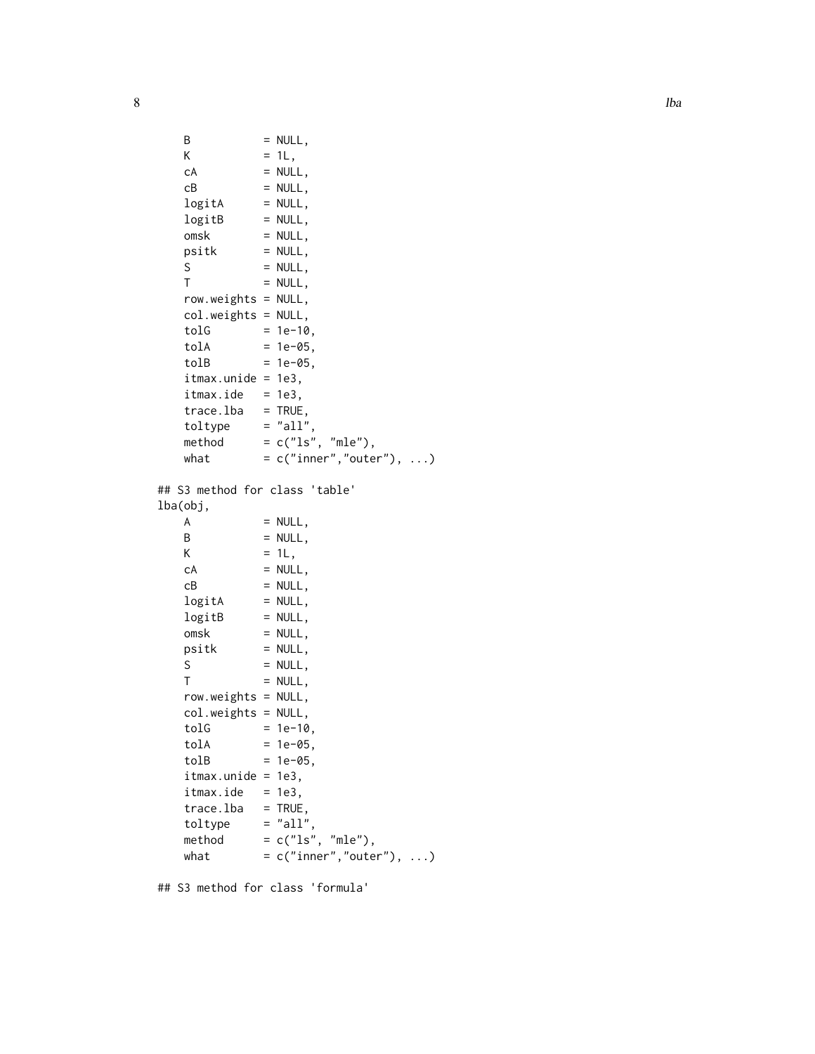```
    B           = NULL,
    K           = 1L,
    cA          = NULL,
    cB          = NULL,
    logitA      = NULL,
    logitB      = NULL,
    omsk        = NULL,
    psitk       = NULL,
    S           = NULL,
    T           = NULL,
    row.weights = NULL,
    col.weights = NULL,
    tolG        = 1e-10,
    tolA        = 1e-05,
    tolB        = 1e-05,
    itmax.unide = 1e3,
    itmax.ide   = 1e3,
    trace.lba   = TRUE,
    toltype     = "all",
    method      = c("ls", "mle"),
    what        = c("inner","outer"), ...)

## S3 method for class 'table'
lba(obj,
    A           = NULL,
    B           = NULL,
    K           = 1L,
    cA          = NULL,
    cB          = NULL,
    logitA      = NULL,
    logitB      = NULL,
    omsk        = NULL,
    psitk       = NULL,
    S           = NULL,
    T           = NULL,
    row.weights = NULL,
    col.weights = NULL,
    tolG        = 1e-10,
    tolA        = 1e-05,
    tolB        = 1e-05,
    itmax.unide = 1e3,
    itmax.ide   = 1e3,
    trace.lba   = TRUE,
    toltype     = "all",
    method      = c("ls", "mle"),
    what        = c("inner","outer"), ...)

## S3 method for class 'formula'
```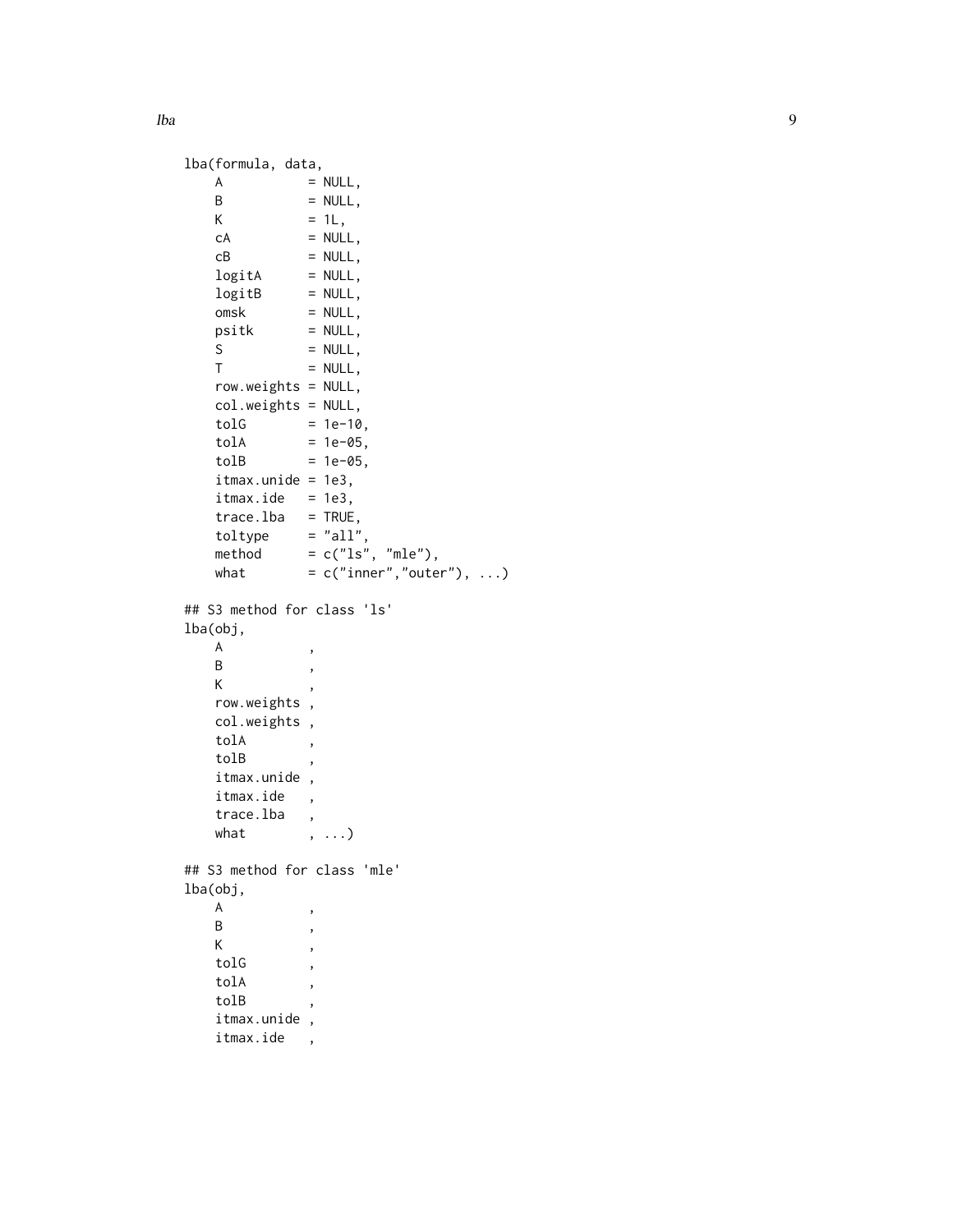```
lba(formula, data,
    A           = NULL,
    B           = NULL,
    K           = 1L,
    cA          = NULL,
    cB          = NULL,
    logitA      = NULL,
    logitB      = NULL,
    omsk        = NULL,
    psitk       = NULL,
    S           = NULL,
    T           = NULL,
    row.weights = NULL,
    col.weights = NULL,
    tolG        = 1e-10,
    tolA        = 1e-05,
    tolB        = 1e-05,
    itmax.unide = 1e3,
    itmax.ide   = 1e3,
    trace.lba   = TRUE,
    toltype     = "all",
    method      = c("ls", "mle"),
    what        = c("inner","outer"), ...)

## S3 method for class 'ls'
lba(obj,
    A           ,
    B           ,
    K           ,
    row.weights ,
    col.weights ,
    tolA        ,
    tolB        ,
    itmax.unide ,
    itmax.ide   ,
    trace.lba   ,
    what        , ...)

## S3 method for class 'mle'
lba(obj,
    A           ,
    B           ,
    K           ,
    tolG        ,
    tolA        ,
    tolB        ,
    itmax.unide ,
    itmax.ide   ,
```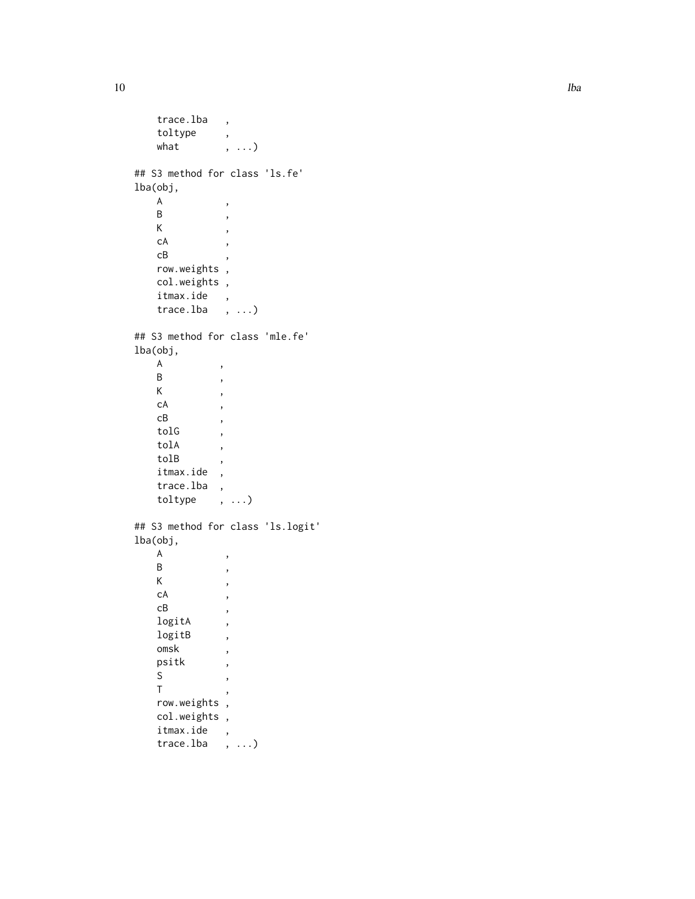```
    trace.lba   ,
    toltype     ,
    what        , ...)

## S3 method for class 'ls.fe'
lba(obj,
    A           ,
    B           ,
    K           ,
    cA          ,
    cB          ,
    row.weights ,
    col.weights ,
    itmax.ide   ,
    trace.lba   , ...)

## S3 method for class 'mle.fe'
lba(obj,
    A          ,
    B          ,
    K          ,
    cA         ,
    cB         ,
    tolG       ,
    tolA       ,
    tolB       ,
    itmax.ide  ,
    trace.lba  ,
    toltype    , ...)

## S3 method for class 'ls.logit'
lba(obj,
    A           ,
    B           ,
    K           ,
    cA          ,
    cB          ,
    logitA      ,
    logitB      ,
    omsk        ,
    psitk       ,
    S           ,
    T           ,
    row.weights ,
    col.weights ,
    itmax.ide   ,
    trace.lba   , ...)
```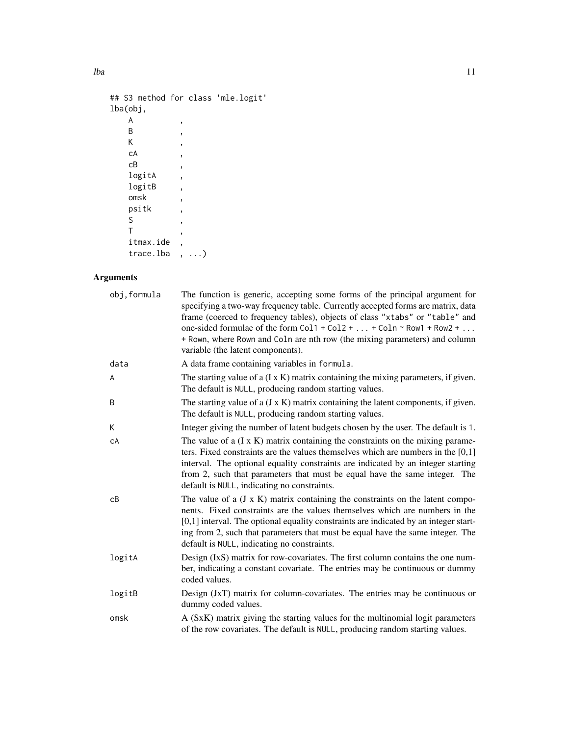```
## S3 method for class 'mle.logit'
lba(obj,
    A         ,
    B         ,
    K         ,
    cA        ,
    cB        ,
    logitA    ,
    logitB    ,
    omsk      ,
    psitk     ,
    S         ,
    T         ,
    itmax.ide ,
    trace.lba , ...)
```

## Arguments

| | |
|---|---|
| obj,formula | The function is generic, accepting some forms of the principal argument for specifying a two-way frequency table. Currently accepted forms are matrix, data frame (coerced to frequency tables), objects of class "xtabs" or "table" and one-sided formulae of the form `Col1 + Col2 + ... + Coln ~ Row1 + Row2 + ... + Rown`, where `Rown` and `Coln` are nth row (the mixing parameters) and column variable (the latent components). |
| data | A data frame containing variables in `formula`. |
| A | The starting value of a (I x K) matrix containing the mixing parameters, if given. The default is `NULL`, producing random starting values. |
| B | The starting value of a (J x K) matrix containing the latent components, if given. The default is `NULL`, producing random starting values. |
| K | Integer giving the number of latent budgets chosen by the user. The default is 1. |
| cA | The value of a (I x K) matrix containing the constraints on the mixing parameters. Fixed constraints are the values themselves which are numbers in the [0,1] interval. The optional equality constraints are indicated by an integer starting from 2, such that parameters that must be equal have the same integer. The default is `NULL`, indicating no constraints. |
| cB | The value of a (J x K) matrix containing the constraints on the latent components. Fixed constraints are the values themselves which are numbers in the [0,1] interval. The optional equality constraints are indicated by an integer starting from 2, such that parameters that must be equal have the same integer. The default is `NULL`, indicating no constraints. |
| logitA | Design (IxS) matrix for row-covariates. The first column contains the one number, indicating a constant covariate. The entries may be continuous or dummy coded values. |
| logitB | Design (JxT) matrix for column-covariates. The entries may be continuous or dummy coded values. |
| omsk | A (SxK) matrix giving the starting values for the multinomial logit parameters of the row covariates. The default is `NULL`, producing random starting values. |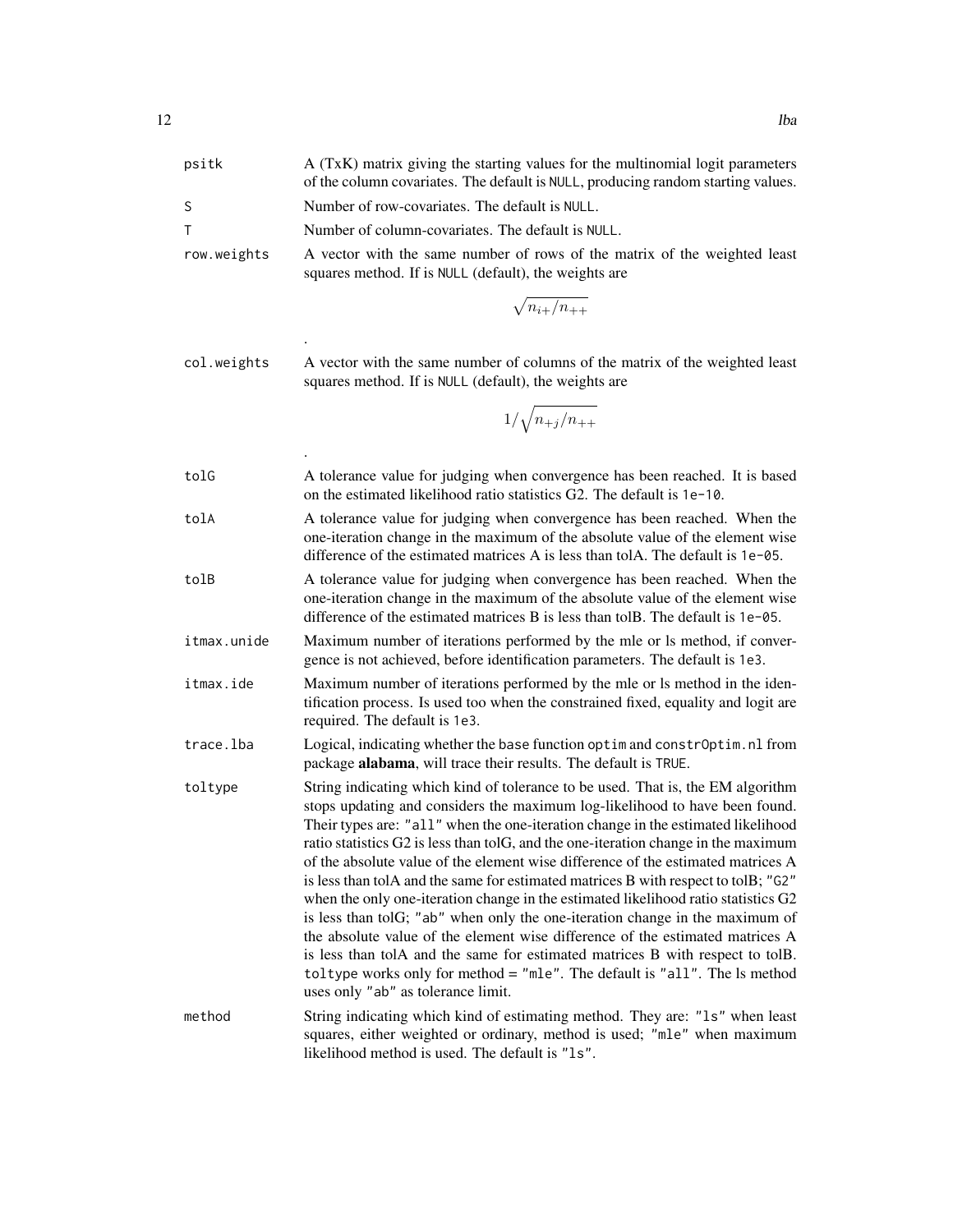| | |
|---|---|
| psitk | A (TxK) matrix giving the starting values for the multinomial logit parameters of the column covariates. The default is NULL, producing random starting values. |
| S | Number of row-covariates. The default is NULL. |
| T | Number of column-covariates. The default is NULL. |
| row.weights | A vector with the same number of rows of the matrix of the weighted least squares method. If is NULL (default), the weights are $$\sqrt{n_{i+}/n_{++}}$$ . |
| col.weights | A vector with the same number of columns of the matrix of the weighted least squares method. If is NULL (default), the weights are $$1/\sqrt{n_{+j}/n_{++}}$$ . |
| tolG | A tolerance value for judging when convergence has been reached. It is based on the estimated likelihood ratio statistics G2. The default is 1e-10. |
| tolA | A tolerance value for judging when convergence has been reached. When the one-iteration change in the maximum of the absolute value of the element wise difference of the estimated matrices A is less than tolA. The default is 1e-05. |
| tolB | A tolerance value for judging when convergence has been reached. When the one-iteration change in the maximum of the absolute value of the element wise difference of the estimated matrices B is less than tolB. The default is 1e-05. |
| itmax.unide | Maximum number of iterations performed by the mle or ls method, if convergence is not achieved, before identification parameters. The default is 1e3. |
| itmax.ide | Maximum number of iterations performed by the mle or ls method in the identification process. Is used too when the constrained fixed, equality and logit are required. The default is 1e3. |
| trace.lba | Logical, indicating whether the base function optim and constrOptim.nl from package **alabama**, will trace their results. The default is TRUE. |
| toltype | String indicating which kind of tolerance to be used. That is, the EM algorithm stops updating and considers the maximum log-likelihood to have been found. Their types are: "all" when the one-iteration change in the estimated likelihood ratio statistics G2 is less than tolG, and the one-iteration change in the maximum of the absolute value of the element wise difference of the estimated matrices A is less than tolA and the same for estimated matrices B with respect to tolB; "G2" when the only one-iteration change in the estimated likelihood ratio statistics G2 is less than tolG; "ab" when only the one-iteration change in the maximum of the absolute value of the element wise difference of the estimated matrices A is less than tolA and the same for estimated matrices B with respect to tolB. toltype works only for method = "mle". The default is "all". The ls method uses only "ab" as tolerance limit. |
| method | String indicating which kind of estimating method. They are: "ls" when least squares, either weighted or ordinary, method is used; "mle" when maximum likelihood method is used. The default is "ls". |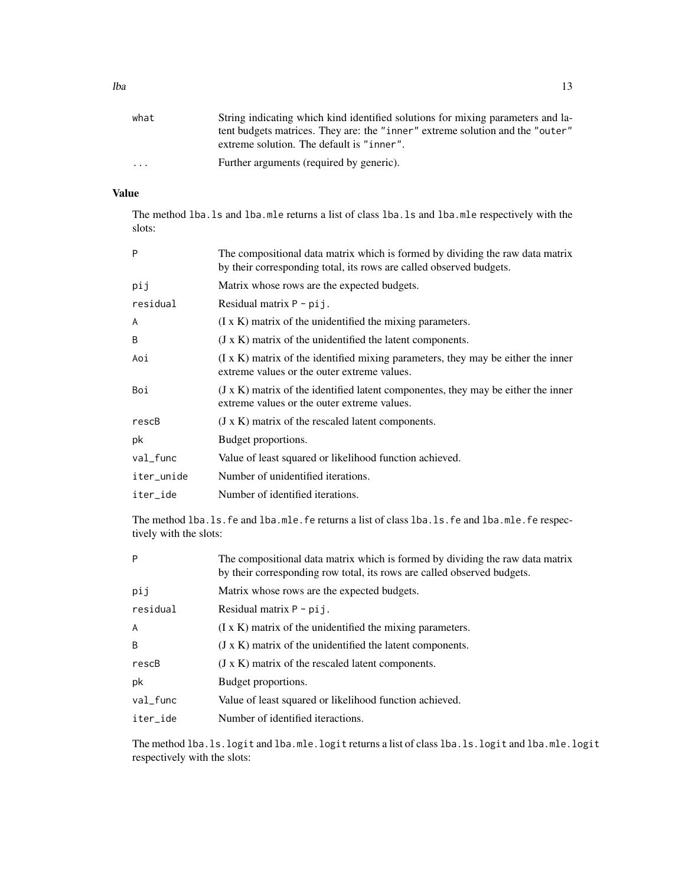| | |
|---|---|
| `what` | String indicating which kind identified solutions for mixing parameters and latent budgets matrices. They are: the `"inner"` extreme solution and the `"outer"` extreme solution. The default is `"inner"`. |
| `...` | Further arguments (required by generic). |

## Value

The method `lba.ls` and `lba.mle` returns a list of class `lba.ls` and `lba.mle` respectively with the slots:

| | |
|---|---|
| `P` | The compositional data matrix which is formed by dividing the raw data matrix by their corresponding total, its rows are called observed budgets. |
| `pij` | Matrix whose rows are the expected budgets. |
| `residual` | Residual matrix `P - pij`. |
| `A` | (I x K) matrix of the unidentified the mixing parameters. |
| `B` | (J x K) matrix of the unidentified the latent components. |
| `Aoi` | (I x K) matrix of the identified mixing parameters, they may be either the inner extreme values or the outer extreme values. |
| `Boi` | (J x K) matrix of the identified latent componentes, they may be either the inner extreme values or the outer extreme values. |
| `rescB` | (J x K) matrix of the rescaled latent components. |
| `pk` | Budget proportions. |
| `val_func` | Value of least squared or likelihood function achieved. |
| `iter_unide` | Number of unidentified iterations. |
| `iter_ide` | Number of identified iterations. |

The method `lba.ls.fe` and `lba.mle.fe` returns a list of class `lba.ls.fe` and `lba.mle.fe` respectively with the slots:

| | |
|---|---|
| `P` | The compositional data matrix which is formed by dividing the raw data matrix by their corresponding row total, its rows are called observed budgets. |
| `pij` | Matrix whose rows are the expected budgets. |
| `residual` | Residual matrix `P - pij`. |
| `A` | (I x K) matrix of the unidentified the mixing parameters. |
| `B` | (J x K) matrix of the unidentified the latent components. |
| `rescB` | (J x K) matrix of the rescaled latent components. |
| `pk` | Budget proportions. |
| `val_func` | Value of least squared or likelihood function achieved. |
| `iter_ide` | Number of identified iteractions. |

The method `lba.ls.logit` and `lba.mle.logit` returns a list of class `lba.ls.logit` and `lba.mle.logit` respectively with the slots: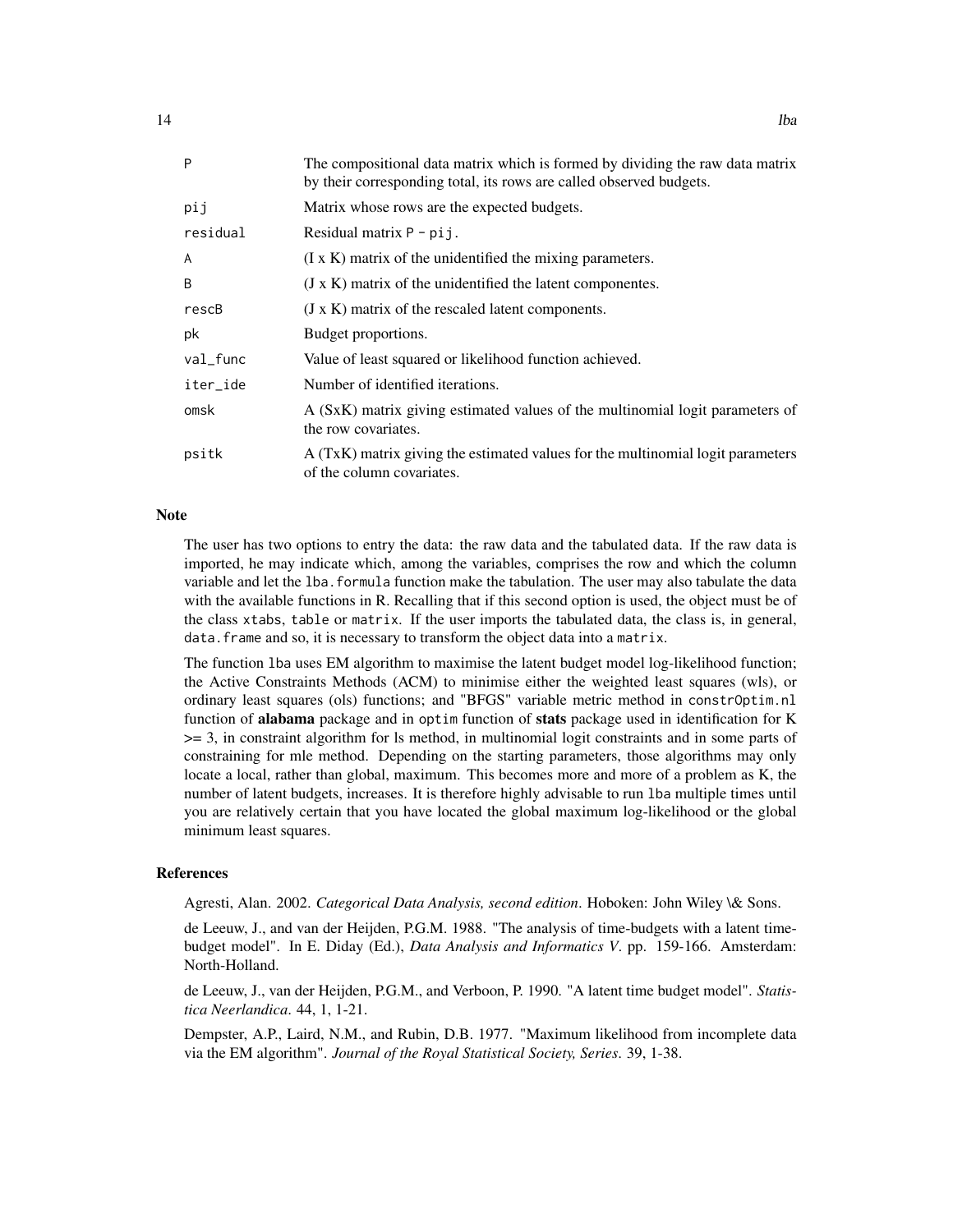| | |
|---|---|
| P | The compositional data matrix which is formed by dividing the raw data matrix by their corresponding total, its rows are called observed budgets. |
| pij | Matrix whose rows are the expected budgets. |
| residual | Residual matrix P - pij. |
| A | (I x K) matrix of the unidentified the mixing parameters. |
| B | (J x K) matrix of the unidentified the latent componentes. |
| rescB | (J x K) matrix of the rescaled latent components. |
| pk | Budget proportions. |
| val_func | Value of least squared or likelihood function achieved. |
| iter_ide | Number of identified iterations. |
| omsk | A (SxK) matrix giving estimated values of the multinomial logit parameters of the row covariates. |
| psitk | A (TxK) matrix giving the estimated values for the multinomial logit parameters of the column covariates. |

## Note

The user has two options to entry the data: the raw data and the tabulated data. If the raw data is imported, he may indicate which, among the variables, comprises the row and which the column variable and let the `lba.formula` function make the tabulation. The user may also tabulate the data with the available functions in R. Recalling that if this second option is used, the object must be of the class `xtabs`, `table` or `matrix`. If the user imports the tabulated data, the class is, in general, `data.frame` and so, it is necessary to transform the object data into a `matrix`.

The function `lba` uses EM algorithm to maximise the latent budget model log-likelihood function; the Active Constraints Methods (ACM) to minimise either the weighted least squares (wls), or ordinary least squares (ols) functions; and "BFGS" variable metric method in `constrOptim.nl` function of **alabama** package and in `optim` function of **stats** package used in identification for K >= 3, in constraint algorithm for ls method, in multinomial logit constraints and in some parts of constraining for mle method. Depending on the starting parameters, those algorithms may only locate a local, rather than global, maximum. This becomes more and more of a problem as K, the number of latent budgets, increases. It is therefore highly advisable to run `lba` multiple times until you are relatively certain that you have located the global maximum log-likelihood or the global minimum least squares.

## References

Agresti, Alan. 2002. *Categorical Data Analysis, second edition*. Hoboken: John Wiley \& Sons.

de Leeuw, J., and van der Heijden, P.G.M. 1988. "The analysis of time-budgets with a latent time-budget model". In E. Diday (Ed.), *Data Analysis and Informatics V*. pp. 159-166. Amsterdam: North-Holland.

de Leeuw, J., van der Heijden, P.G.M., and Verboon, P. 1990. "A latent time budget model". *Statistica Neerlandica*. 44, 1, 1-21.

Dempster, A.P., Laird, N.M., and Rubin, D.B. 1977. "Maximum likelihood from incomplete data via the EM algorithm". *Journal of the Royal Statistical Society, Series*. 39, 1-38.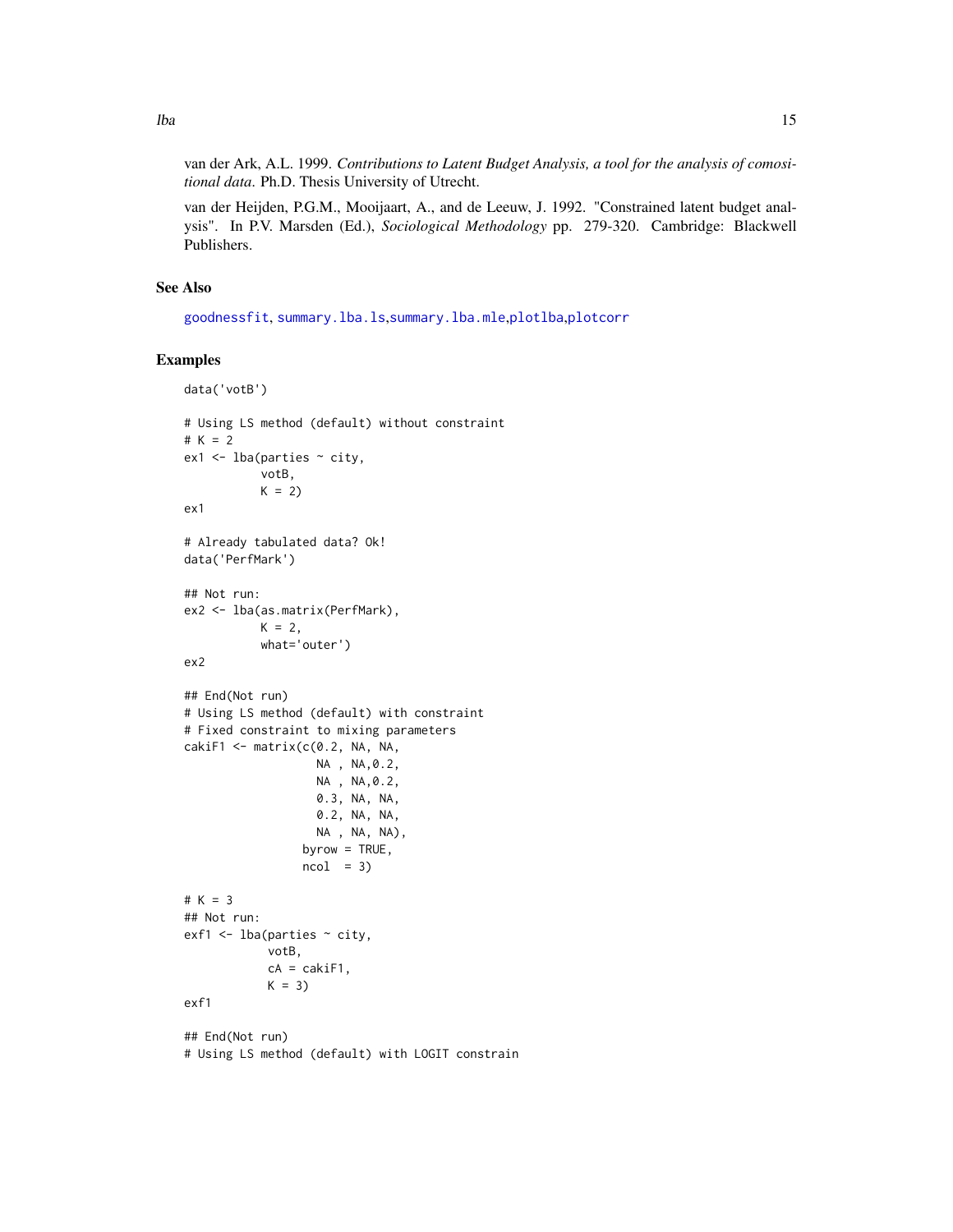van der Ark, A.L. 1999. *Contributions to Latent Budget Analysis, a tool for the analysis of comositional data*. Ph.D. Thesis University of Utrecht.

van der Heijden, P.G.M., Mooijaart, A., and de Leeuw, J. 1992. "Constrained latent budget analysis". In P.V. Marsden (Ed.), *Sociological Methodology* pp. 279-320. Cambridge: Blackwell Publishers.

### See Also

goodnessfit, summary.lba.ls, summary.lba.mle, plotlba, plotcorr

### Examples

```
data('votB')

# Using LS method (default) without constraint
# K = 2
ex1 <- lba(parties ~ city,
           votB,
           K = 2)
ex1

# Already tabulated data? Ok!
data('PerfMark')

## Not run:
ex2 <- lba(as.matrix(PerfMark),
           K = 2,
           what='outer')
ex2

## End(Not run)
# Using LS method (default) with constraint
# Fixed constraint to mixing parameters
cakiF1 <- matrix(c(0.2, NA, NA,
                  NA , NA,0.2,
                  NA , NA,0.2,
                  0.3, NA, NA,
                  0.2, NA, NA,
                  NA , NA, NA),
                byrow = TRUE,
                ncol  = 3)

# K = 3
## Not run:
exf1 <- lba(parties ~ city,
            votB,
            cA = cakiF1,
            K = 3)
exf1

## End(Not run)
# Using LS method (default) with LOGIT constrain
```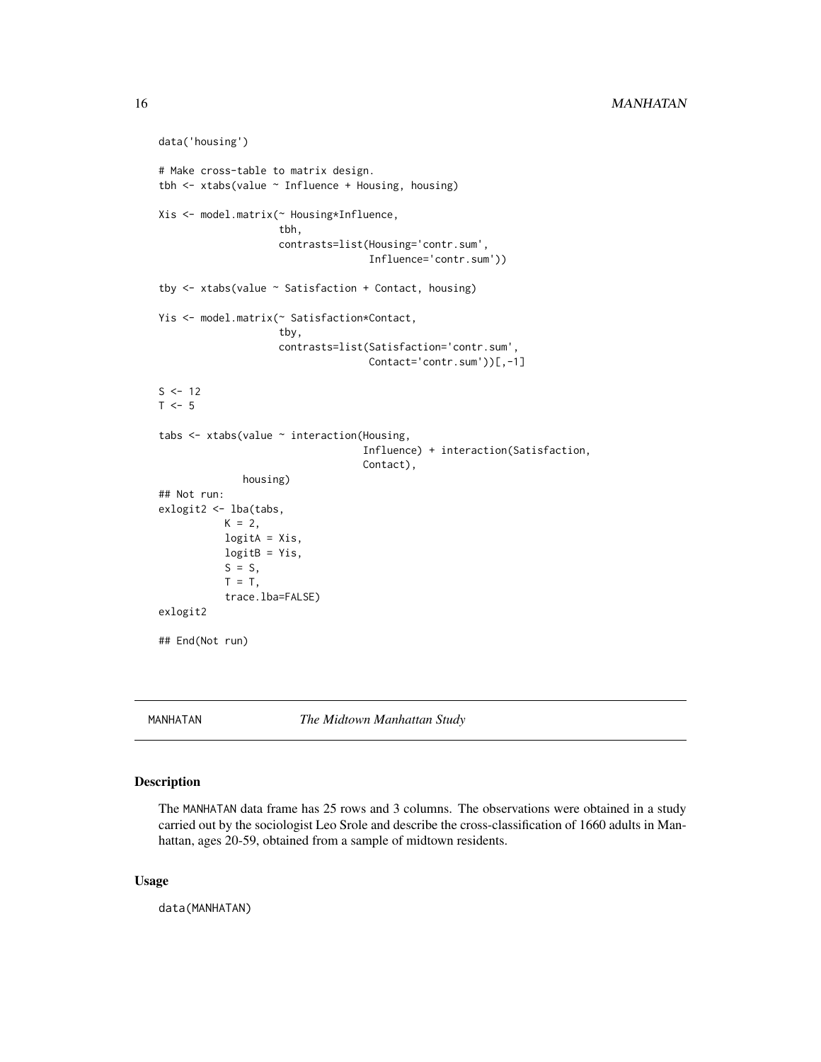```
data('housing')

# Make cross-table to matrix design.
tbh <- xtabs(value ~ Influence + Housing, housing)

Xis <- model.matrix(~ Housing*Influence,
                    tbh,
                    contrasts=list(Housing='contr.sum',
                                   Influence='contr.sum'))

tby <- xtabs(value ~ Satisfaction + Contact, housing)

Yis <- model.matrix(~ Satisfaction*Contact,
                    tby,
                    contrasts=list(Satisfaction='contr.sum',
                                   Contact='contr.sum'))[,-1]

S <- 12
T <- 5

tabs <- xtabs(value ~ interaction(Housing,
                                  Influence) + interaction(Satisfaction,
                                  Contact),
              housing)
## Not run:
exlogit2 <- lba(tabs,
           K = 2,
           logitA = Xis,
           logitB = Yis,
           S = S,
           T = T,
           trace.lba=FALSE)
exlogit2

## End(Not run)
```

---

MANHATAN *The Midtown Manhattan Study*

---

## Description

The MANHATAN data frame has 25 rows and 3 columns. The observations were obtained in a study carried out by the sociologist Leo Srole and describe the cross-classification of 1660 adults in Manhattan, ages 20-59, obtained from a sample of midtown residents.

## Usage

```
data(MANHATAN)
```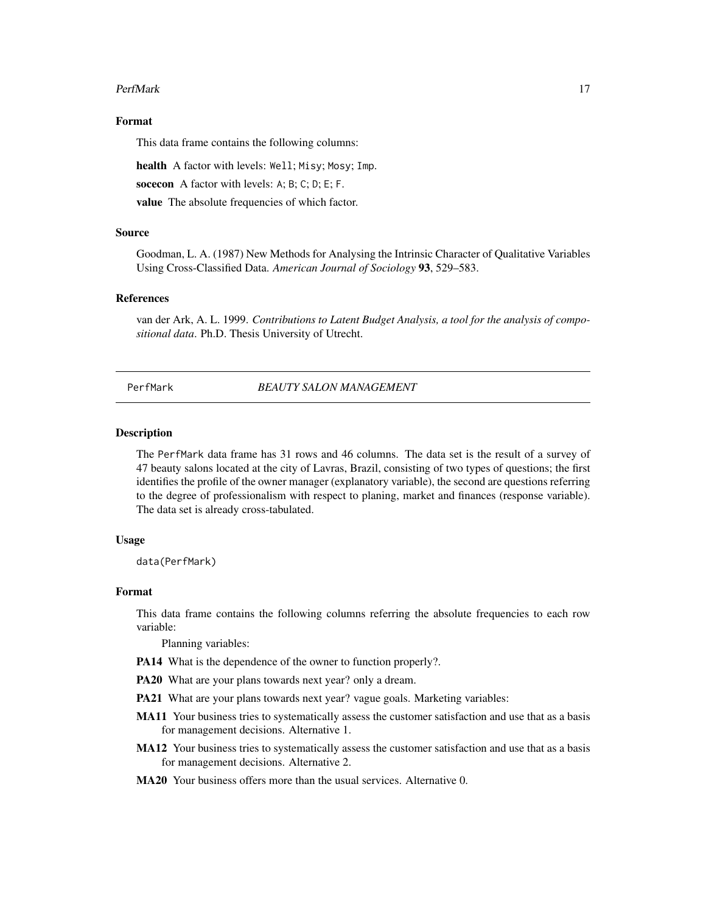### Format

This data frame contains the following columns:

**health** A factor with levels: `Well`; `Misy`; `Mosy`; `Imp`.

**socecon** A factor with levels: `A`; `B`; `C`; `D`; `E`; `F`.

**value** The absolute frequencies of which factor.

### Source

Goodman, L. A. (1987) New Methods for Analysing the Intrinsic Character of Qualitative Variables Using Cross-Classified Data. *American Journal of Sociology* **93**, 529–583.

### References

van der Ark, A. L. 1999. *Contributions to Latent Budget Analysis, a tool for the analysis of compositional data*. Ph.D. Thesis University of Utrecht.

---

## PerfMark — *BEAUTY SALON MANAGEMENT*

### Description

The `PerfMark` data frame has 31 rows and 46 columns. The data set is the result of a survey of 47 beauty salons located at the city of Lavras, Brazil, consisting of two types of questions; the first identifies the profile of the owner manager (explanatory variable), the second are questions referring to the degree of professionalism with respect to planing, market and finances (response variable). The data set is already cross-tabulated.

### Usage

```
data(PerfMark)
```

### Format

This data frame contains the following columns referring the absolute frequencies to each row variable:

Planning variables:

**PA14** What is the dependence of the owner to function properly?.

**PA20** What are your plans towards next year? only a dream.

**PA21** What are your plans towards next year? vague goals. Marketing variables:

**MA11** Your business tries to systematically assess the customer satisfaction and use that as a basis for management decisions. Alternative 1.

**MA12** Your business tries to systematically assess the customer satisfaction and use that as a basis for management decisions. Alternative 2.

**MA20** Your business offers more than the usual services. Alternative 0.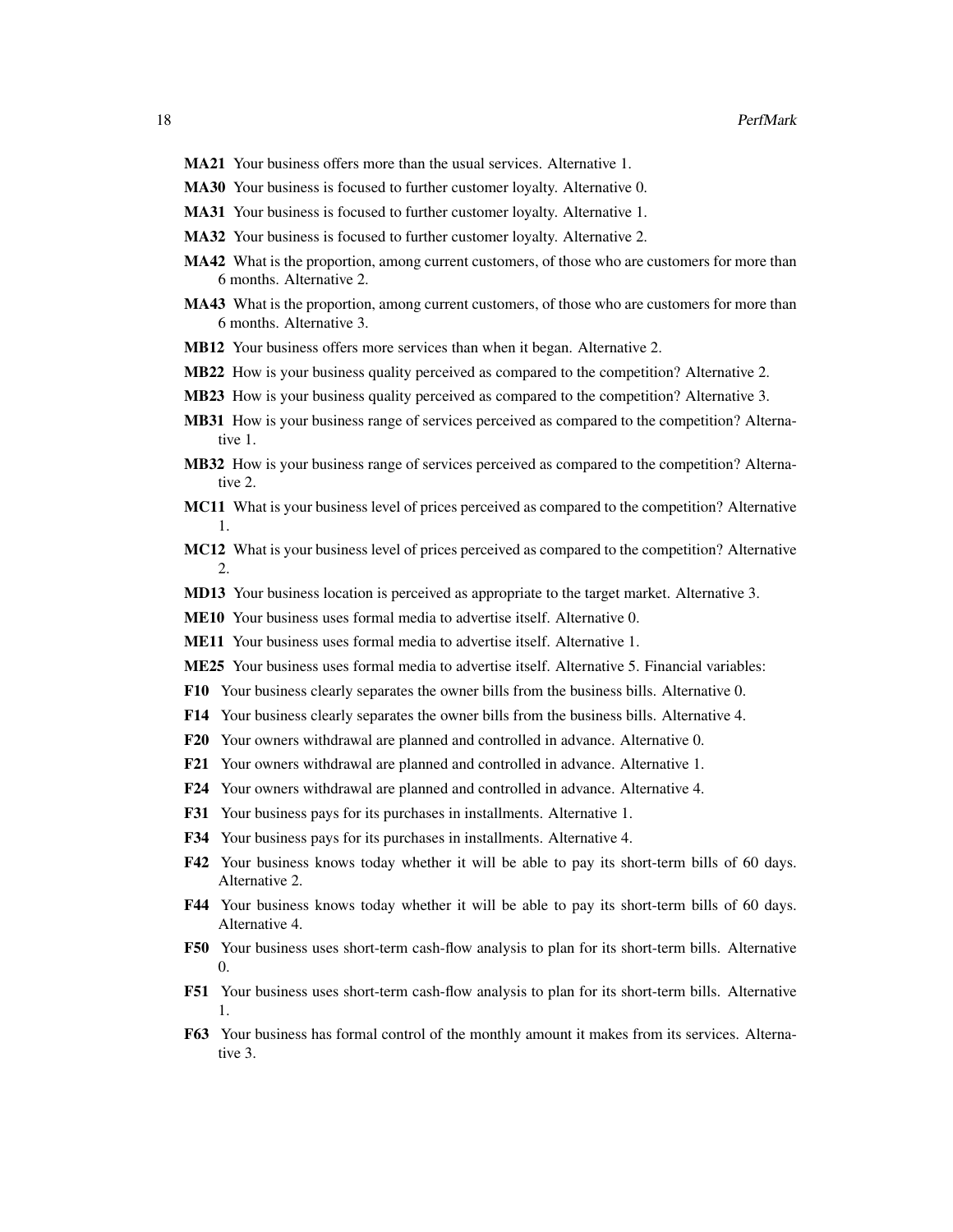**MA21** Your business offers more than the usual services. Alternative 1.

**MA30** Your business is focused to further customer loyalty. Alternative 0.

**MA31** Your business is focused to further customer loyalty. Alternative 1.

**MA32** Your business is focused to further customer loyalty. Alternative 2.

**MA42** What is the proportion, among current customers, of those who are customers for more than 6 months. Alternative 2.

**MA43** What is the proportion, among current customers, of those who are customers for more than 6 months. Alternative 3.

**MB12** Your business offers more services than when it began. Alternative 2.

**MB22** How is your business quality perceived as compared to the competition? Alternative 2.

**MB23** How is your business quality perceived as compared to the competition? Alternative 3.

**MB31** How is your business range of services perceived as compared to the competition? Alternative 1.

**MB32** How is your business range of services perceived as compared to the competition? Alternative 2.

**MC11** What is your business level of prices perceived as compared to the competition? Alternative 1.

**MC12** What is your business level of prices perceived as compared to the competition? Alternative 2.

**MD13** Your business location is perceived as appropriate to the target market. Alternative 3.

**ME10** Your business uses formal media to advertise itself. Alternative 0.

**ME11** Your business uses formal media to advertise itself. Alternative 1.

**ME25** Your business uses formal media to advertise itself. Alternative 5. Financial variables:

**F10** Your business clearly separates the owner bills from the business bills. Alternative 0.

**F14** Your business clearly separates the owner bills from the business bills. Alternative 4.

**F20** Your owners withdrawal are planned and controlled in advance. Alternative 0.

**F21** Your owners withdrawal are planned and controlled in advance. Alternative 1.

**F24** Your owners withdrawal are planned and controlled in advance. Alternative 4.

**F31** Your business pays for its purchases in installments. Alternative 1.

**F34** Your business pays for its purchases in installments. Alternative 4.

**F42** Your business knows today whether it will be able to pay its short-term bills of 60 days. Alternative 2.

**F44** Your business knows today whether it will be able to pay its short-term bills of 60 days. Alternative 4.

**F50** Your business uses short-term cash-flow analysis to plan for its short-term bills. Alternative 0.

**F51** Your business uses short-term cash-flow analysis to plan for its short-term bills. Alternative 1.

**F63** Your business has formal control of the monthly amount it makes from its services. Alternative 3.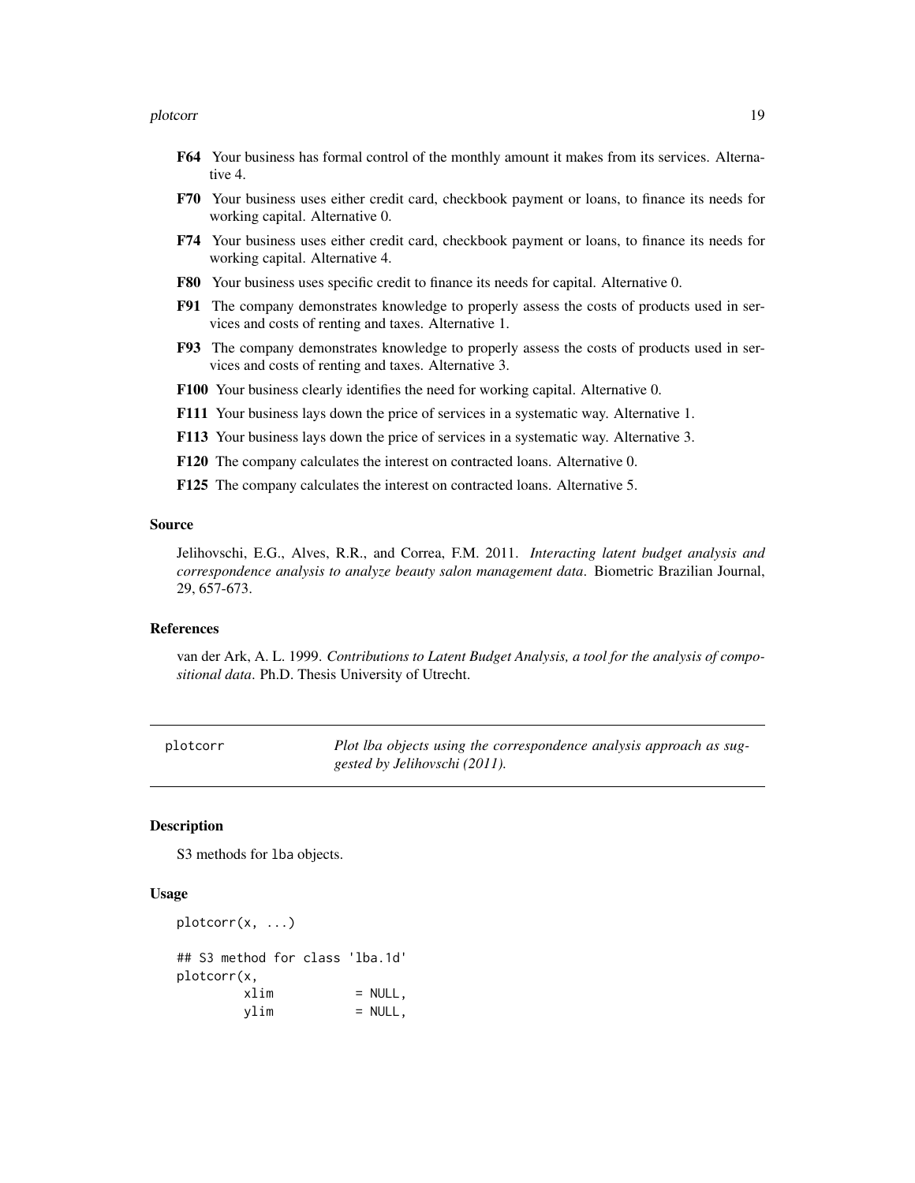**F64** Your business has formal control of the monthly amount it makes from its services. Alternative 4.

**F70** Your business uses either credit card, checkbook payment or loans, to finance its needs for working capital. Alternative 0.

**F74** Your business uses either credit card, checkbook payment or loans, to finance its needs for working capital. Alternative 4.

**F80** Your business uses specific credit to finance its needs for capital. Alternative 0.

**F91** The company demonstrates knowledge to properly assess the costs of products used in services and costs of renting and taxes. Alternative 1.

**F93** The company demonstrates knowledge to properly assess the costs of products used in services and costs of renting and taxes. Alternative 3.

**F100** Your business clearly identifies the need for working capital. Alternative 0.

**F111** Your business lays down the price of services in a systematic way. Alternative 1.

**F113** Your business lays down the price of services in a systematic way. Alternative 3.

**F120** The company calculates the interest on contracted loans. Alternative 0.

**F125** The company calculates the interest on contracted loans. Alternative 5.

### Source

Jelihovschi, E.G., Alves, R.R., and Correa, F.M. 2011. *Interacting latent budget analysis and correspondence analysis to analyze beauty salon management data*. Biometric Brazilian Journal, 29, 657-673.

### References

van der Ark, A. L. 1999. *Contributions to Latent Budget Analysis, a tool for the analysis of compositional data*. Ph.D. Thesis University of Utrecht.

---

## plotcorr — *Plot lba objects using the correspondence analysis approach as suggested by Jelihovschi (2011).*

### Description

S3 methods for lba objects.

### Usage

```
plotcorr(x, ...)

## S3 method for class 'lba.1d'
plotcorr(x,
        xlim           = NULL,
        ylim           = NULL,
```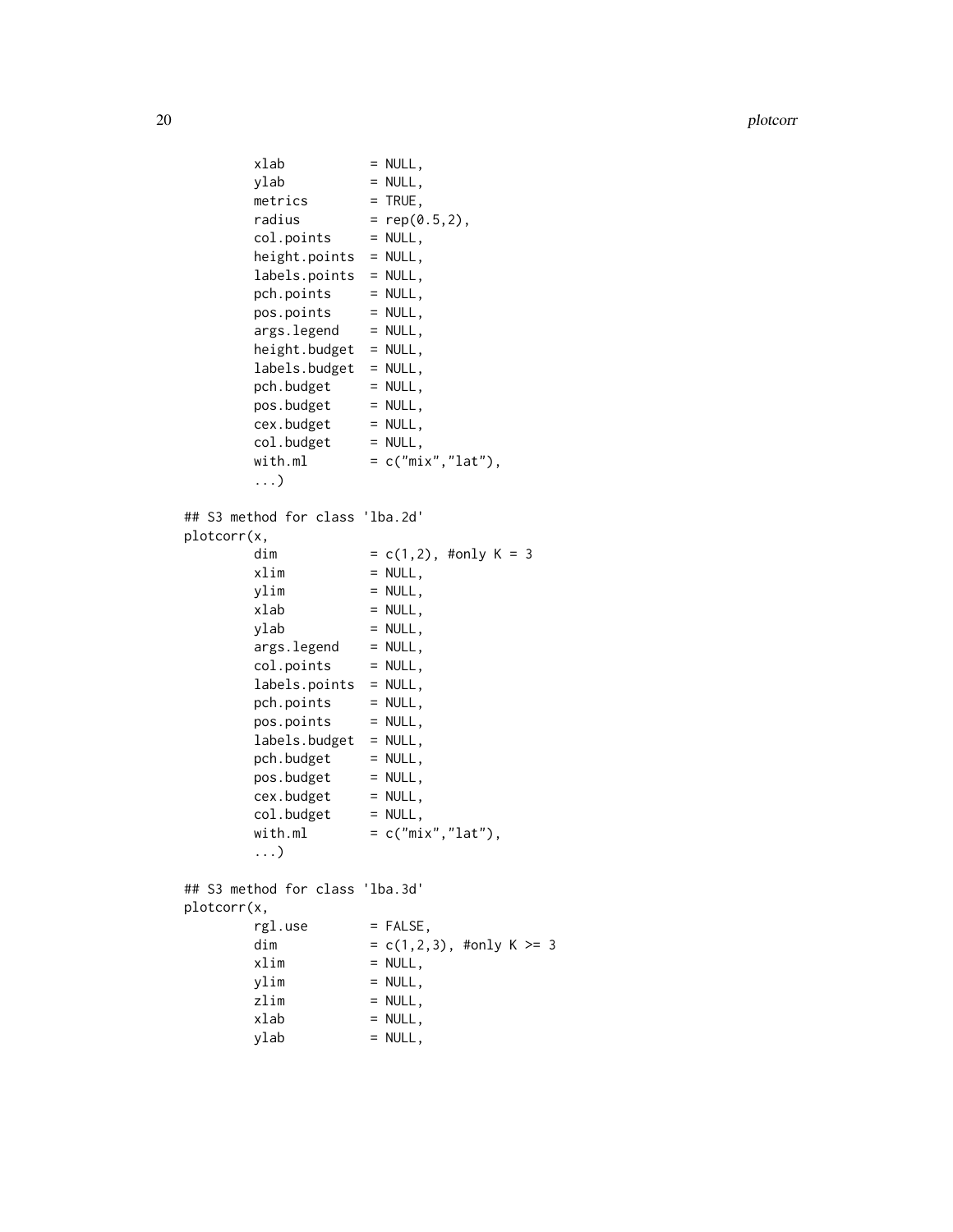```
        xlab           = NULL,
        ylab           = NULL,
        metrics        = TRUE,
        radius         = rep(0.5,2),
        col.points     = NULL,
        height.points  = NULL,
        labels.points  = NULL,
        pch.points     = NULL,
        pos.points     = NULL,
        args.legend    = NULL,
        height.budget  = NULL,
        labels.budget  = NULL,
        pch.budget     = NULL,
        pos.budget     = NULL,
        cex.budget     = NULL,
        col.budget     = NULL,
        with.ml        = c("mix","lat"),
        ...)

## S3 method for class 'lba.2d'
plotcorr(x,
        dim            = c(1,2), #only K = 3
        xlim           = NULL,
        ylim           = NULL,
        xlab           = NULL,
        ylab           = NULL,
        args.legend    = NULL,
        col.points     = NULL,
        labels.points  = NULL,
        pch.points     = NULL,
        pos.points     = NULL,
        labels.budget  = NULL,
        pch.budget     = NULL,
        pos.budget     = NULL,
        cex.budget     = NULL,
        col.budget     = NULL,
        with.ml        = c("mix","lat"),
        ...)

## S3 method for class 'lba.3d'
plotcorr(x,
        rgl.use        = FALSE,
        dim            = c(1,2,3), #only K >= 3
        xlim           = NULL,
        ylim           = NULL,
        zlim           = NULL,
        xlab           = NULL,
        ylab           = NULL,
```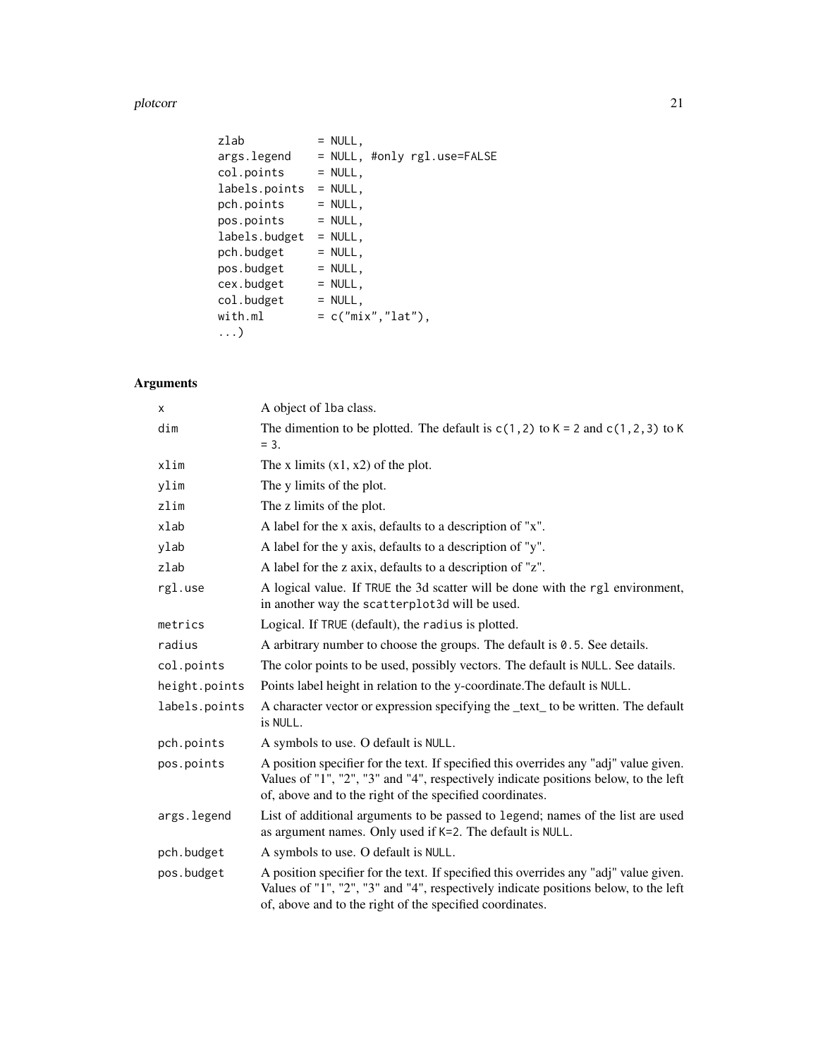```
zlab          = NULL,
args.legend   = NULL, #only rgl.use=FALSE
col.points    = NULL,
labels.points = NULL,
pch.points    = NULL,
pos.points    = NULL,
labels.budget = NULL,
pch.budget    = NULL,
pos.budget    = NULL,
cex.budget    = NULL,
col.budget    = NULL,
with.ml       = c("mix","lat"),
...)
```

## Arguments

| | |
|---|---|
| x | A object of lba class. |
| dim | The dimention to be plotted. The default is c(1,2) to K = 2 and c(1,2,3) to K = 3. |
| xlim | The x limits (x1, x2) of the plot. |
| ylim | The y limits of the plot. |
| zlim | The z limits of the plot. |
| xlab | A label for the x axis, defaults to a description of "x". |
| ylab | A label for the y axis, defaults to a description of "y". |
| zlab | A label for the z axix, defaults to a description of "z". |
| rgl.use | A logical value. If TRUE the 3d scatter will be done with the rgl environment, in another way the scatterplot3d will be used. |
| metrics | Logical. If TRUE (default), the radius is plotted. |
| radius | A arbitrary number to choose the groups. The default is 0.5. See details. |
| col.points | The color points to be used, possibly vectors. The default is NULL. See datails. |
| height.points | Points label height in relation to the y-coordinate.The default is NULL. |
| labels.points | A character vector or expression specifying the _text_ to be written. The default is NULL. |
| pch.points | A symbols to use. O default is NULL. |
| pos.points | A position specifier for the text. If specified this overrides any "adj" value given. Values of "1", "2", "3" and "4", respectively indicate positions below, to the left of, above and to the right of the specified coordinates. |
| args.legend | List of additional arguments to be passed to legend; names of the list are used as argument names. Only used if K=2. The default is NULL. |
| pch.budget | A symbols to use. O default is NULL. |
| pos.budget | A position specifier for the text. If specified this overrides any "adj" value given. Values of "1", "2", "3" and "4", respectively indicate positions below, to the left of, above and to the right of the specified coordinates. |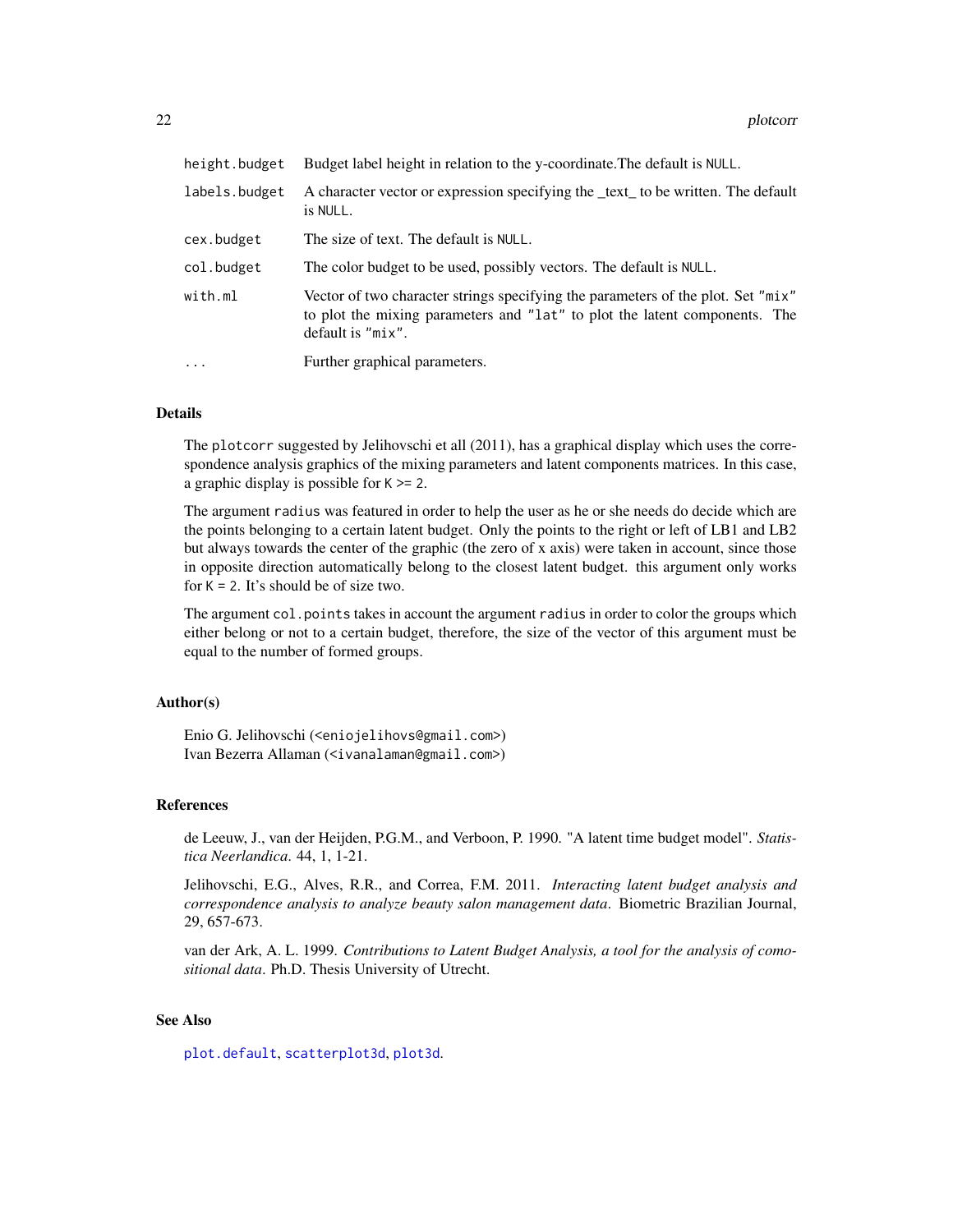| | |
|---|---|
| `height.budget` | Budget label height in relation to the y-coordinate.The default is `NULL`. |
| `labels.budget` | A character vector or expression specifying the _text_ to be written. The default is `NULL`. |
| `cex.budget` | The size of text. The default is `NULL`. |
| `col.budget` | The color budget to be used, possibly vectors. The default is `NULL`. |
| `with.ml` | Vector of two character strings specifying the parameters of the plot. Set `"mix"` to plot the mixing parameters and `"lat"` to plot the latent components. The default is `"mix"`. |
| `...` | Further graphical parameters. |

## Details

The `plotcorr` suggested by Jelihovschi et all (2011), has a graphical display which uses the correspondence analysis graphics of the mixing parameters and latent components matrices. In this case, a graphic display is possible for `K >= 2`.

The argument `radius` was featured in order to help the user as he or she needs do decide which are the points belonging to a certain latent budget. Only the points to the right or left of LB1 and LB2 but always towards the center of the graphic (the zero of x axis) were taken in account, since those in opposite direction automatically belong to the closest latent budget. this argument only works for `K = 2`. It's should be of size two.

The argument `col.points` takes in account the argument `radius` in order to color the groups which either belong or not to a certain budget, therefore, the size of the vector of this argument must be equal to the number of formed groups.

## Author(s)

Enio G. Jelihovschi (<eniojelihovs@gmail.com>)
Ivan Bezerra Allaman (<ivanalaman@gmail.com>)

## References

de Leeuw, J., van der Heijden, P.G.M., and Verboon, P. 1990. "A latent time budget model". *Statistica Neerlandica*. 44, 1, 1-21.

Jelihovschi, E.G., Alves, R.R., and Correa, F.M. 2011. *Interacting latent budget analysis and correspondence analysis to analyze beauty salon management data*. Biometric Brazilian Journal, 29, 657-673.

van der Ark, A. L. 1999. *Contributions to Latent Budget Analysis, a tool for the analysis of comositional data*. Ph.D. Thesis University of Utrecht.

## See Also

`plot.default`, `scatterplot3d`, `plot3d`.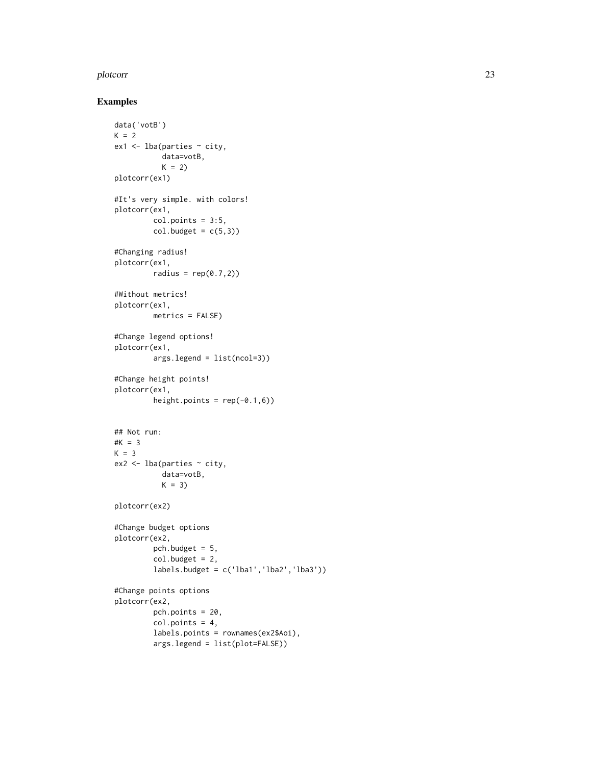## Examples

```
data('votB')
K = 2
ex1 <- lba(parties ~ city,
           data=votB,
           K = 2)
plotcorr(ex1)

#It's very simple. with colors!
plotcorr(ex1,
         col.points = 3:5,
         col.budget = c(5,3))

#Changing radius!
plotcorr(ex1,
         radius = rep(0.7,2))

#Without metrics!
plotcorr(ex1,
         metrics = FALSE)

#Change legend options!
plotcorr(ex1,
         args.legend = list(ncol=3))

#Change height points!
plotcorr(ex1,
         height.points = rep(-0.1,6))


## Not run:
#K = 3
K = 3
ex2 <- lba(parties ~ city,
           data=votB,
           K = 3)

plotcorr(ex2)

#Change budget options
plotcorr(ex2,
         pch.budget = 5,
         col.budget = 2,
         labels.budget = c('lba1','lba2','lba3'))

#Change points options
plotcorr(ex2,
         pch.points = 20,
         col.points = 4,
         labels.points = rownames(ex2$Aoi),
         args.legend = list(plot=FALSE))
```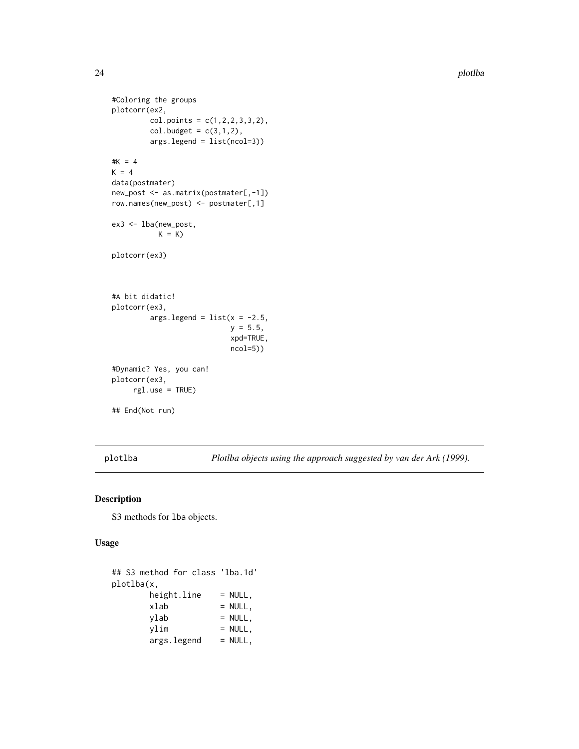```
#Coloring the groups
plotcorr(ex2,
         col.points = c(1,2,2,3,3,2),
         col.budget = c(3,1,2),
         args.legend = list(ncol=3))

#K = 4
K = 4
data(postmater)
new_post <- as.matrix(postmater[,-1])
row.names(new_post) <- postmater[,1]

ex3 <- lba(new_post,
           K = K)

plotcorr(ex3)



#A bit didatic!
plotcorr(ex3,
         args.legend = list(x = -2.5,
                            y = 5.5,
                            xpd=TRUE,
                            ncol=5))

#Dynamic? Yes, you can!
plotcorr(ex3,
     rgl.use = TRUE)

## End(Not run)
```

---

plotlba &nbsp;&nbsp;&nbsp;&nbsp; *Plotlba objects using the approach suggested by van der Ark (1999).*

---

## Description

S3 methods for lba objects.

## Usage

```
## S3 method for class 'lba.1d'
plotlba(x,
        height.line    = NULL,
        xlab           = NULL,
        ylab           = NULL,
        ylim           = NULL,
        args.legend    = NULL,
```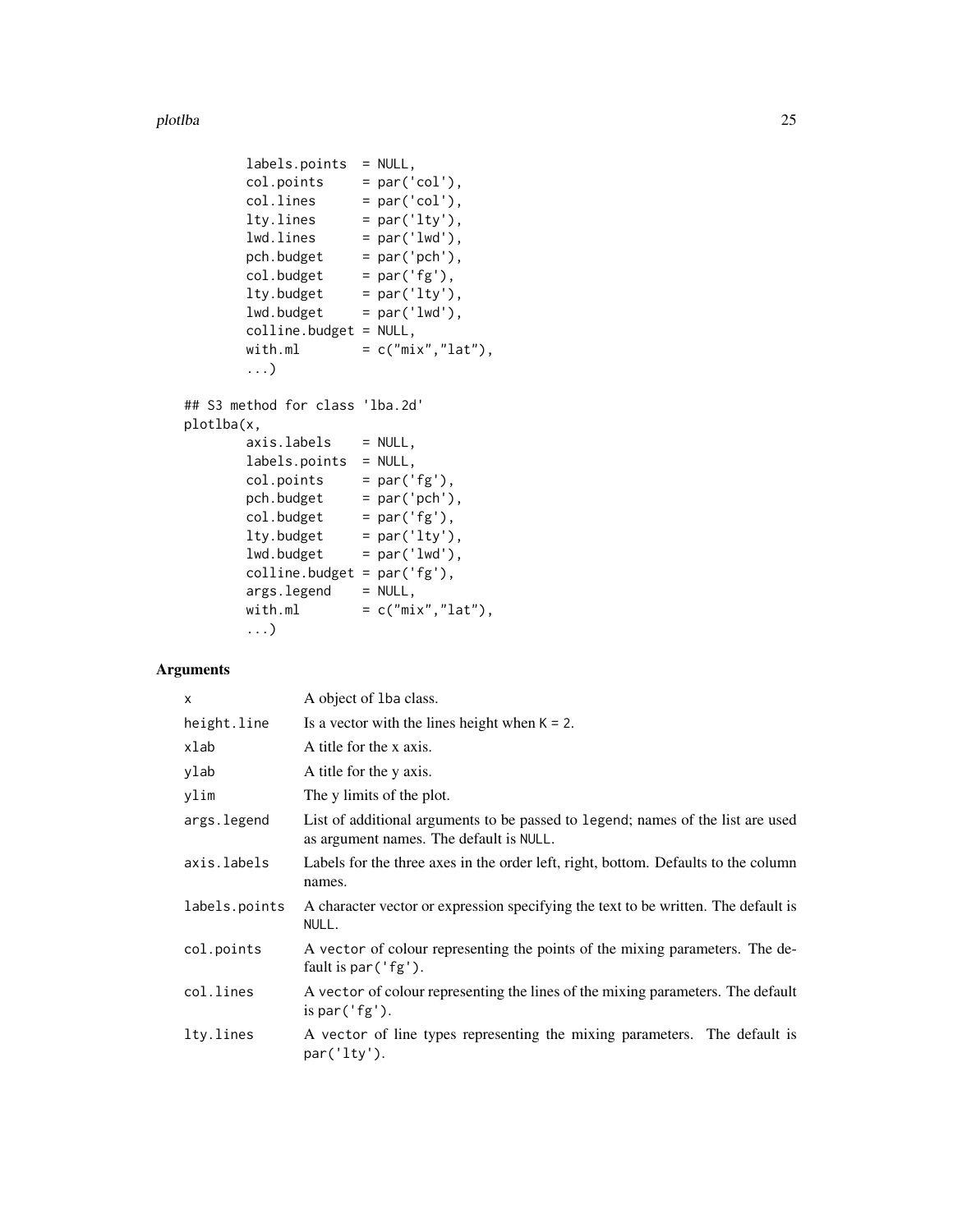```
        labels.points  = NULL,
        col.points     = par('col'),
        col.lines      = par('col'),
        lty.lines      = par('lty'),
        lwd.lines      = par('lwd'),
        pch.budget     = par('pch'),
        col.budget     = par('fg'),
        lty.budget     = par('lty'),
        lwd.budget     = par('lwd'),
        colline.budget = NULL,
        with.ml        = c("mix","lat"),
        ...)

## S3 method for class 'lba.2d'
plotlba(x,
        axis.labels    = NULL,
        labels.points  = NULL,
        col.points     = par('fg'),
        pch.budget     = par('pch'),
        col.budget     = par('fg'),
        lty.budget     = par('lty'),
        lwd.budget     = par('lwd'),
        colline.budget = par('fg'),
        args.legend    = NULL,
        with.ml        = c("mix","lat"),
        ...)
```

## Arguments

| | |
|---|---|
| `x` | A object of `lba` class. |
| `height.line` | Is a vector with the lines height when `K = 2`. |
| `xlab` | A title for the x axis. |
| `ylab` | A title for the y axis. |
| `ylim` | The y limits of the plot. |
| `args.legend` | List of additional arguments to be passed to `legend`; names of the list are used as argument names. The default is `NULL`. |
| `axis.labels` | Labels for the three axes in the order left, right, bottom. Defaults to the column names. |
| `labels.points` | A character vector or expression specifying the text to be written. The default is `NULL`. |
| `col.points` | A `vector` of colour representing the points of the mixing parameters. The default is `par('fg')`. |
| `col.lines` | A `vector` of colour representing the lines of the mixing parameters. The default is `par('fg')`. |
| `lty.lines` | A `vector` of line types representing the mixing parameters. The default is `par('lty')`. |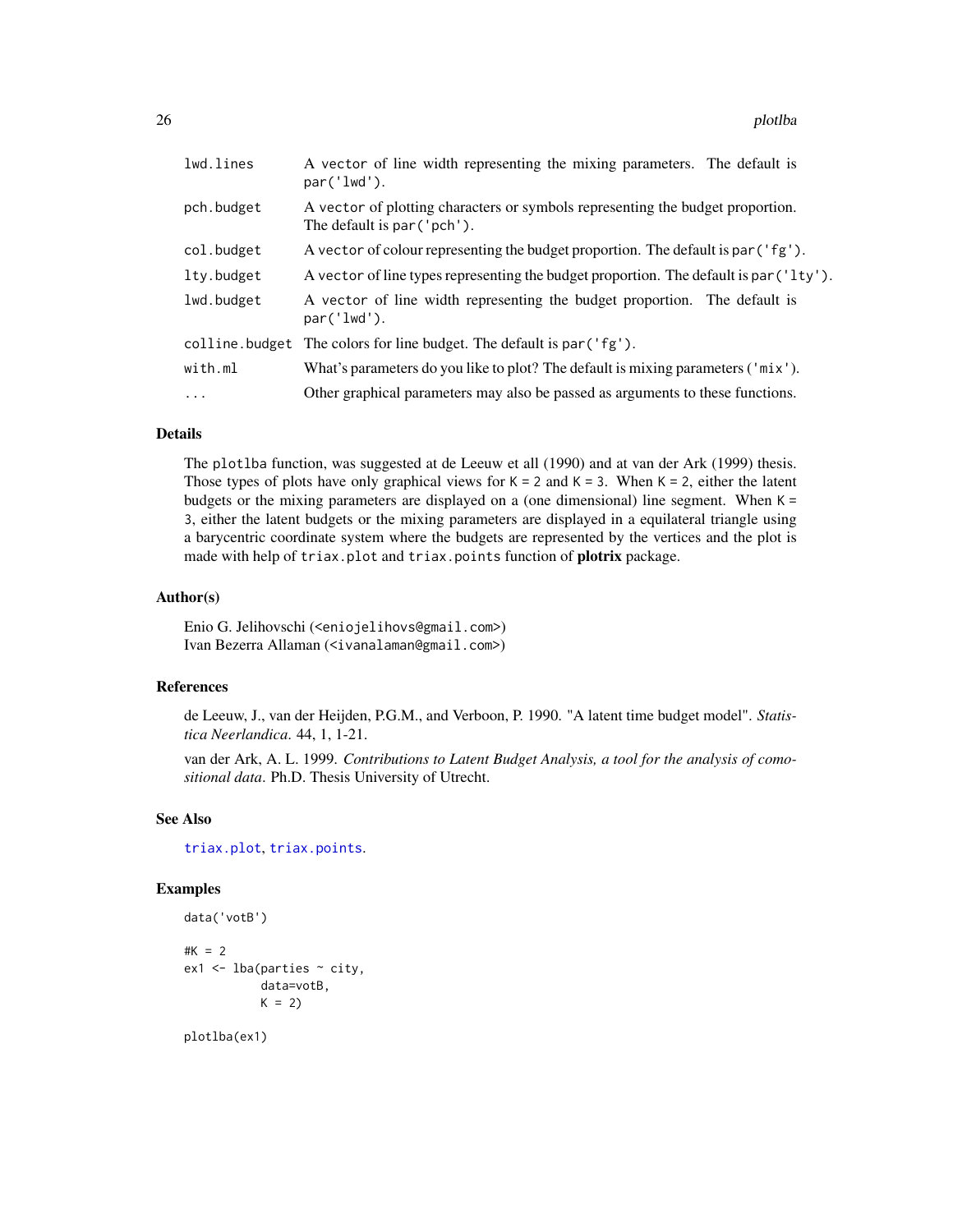| | |
|---|---|
| lwd.lines | A vector of line width representing the mixing parameters. The default is par('lwd'). |
| pch.budget | A vector of plotting characters or symbols representing the budget proportion. The default is par('pch'). |
| col.budget | A vector of colour representing the budget proportion. The default is par('fg'). |
| lty.budget | A vector of line types representing the budget proportion. The default is par('lty'). |
| lwd.budget | A vector of line width representing the budget proportion. The default is par('lwd'). |
| colline.budget | The colors for line budget. The default is par('fg'). |
| with.ml | What's parameters do you like to plot? The default is mixing parameters ('mix'). |
| ... | Other graphical parameters may also be passed as arguments to these functions. |

## Details

The plotlba function, was suggested at de Leeuw et all (1990) and at van der Ark (1999) thesis. Those types of plots have only graphical views for K = 2 and K = 3. When K = 2, either the latent budgets or the mixing parameters are displayed on a (one dimensional) line segment. When K = 3, either the latent budgets or the mixing parameters are displayed in a equilateral triangle using a barycentric coordinate system where the budgets are represented by the vertices and the plot is made with help of triax.plot and triax.points function of **plotrix** package.

## Author(s)

Enio G. Jelihovschi (<eniojelihovs@gmail.com>)
Ivan Bezerra Allaman (<ivanalaman@gmail.com>)

## References

de Leeuw, J., van der Heijden, P.G.M., and Verboon, P. 1990. "A latent time budget model". *Statistica Neerlandica*. 44, 1, 1-21.

van der Ark, A. L. 1999. *Contributions to Latent Budget Analysis, a tool for the analysis of comositional data*. Ph.D. Thesis University of Utrecht.

## See Also

triax.plot, triax.points.

## Examples

```
data('votB')

#K = 2
ex1 <- lba(parties ~ city,
           data=votB,
           K = 2)

plotlba(ex1)
```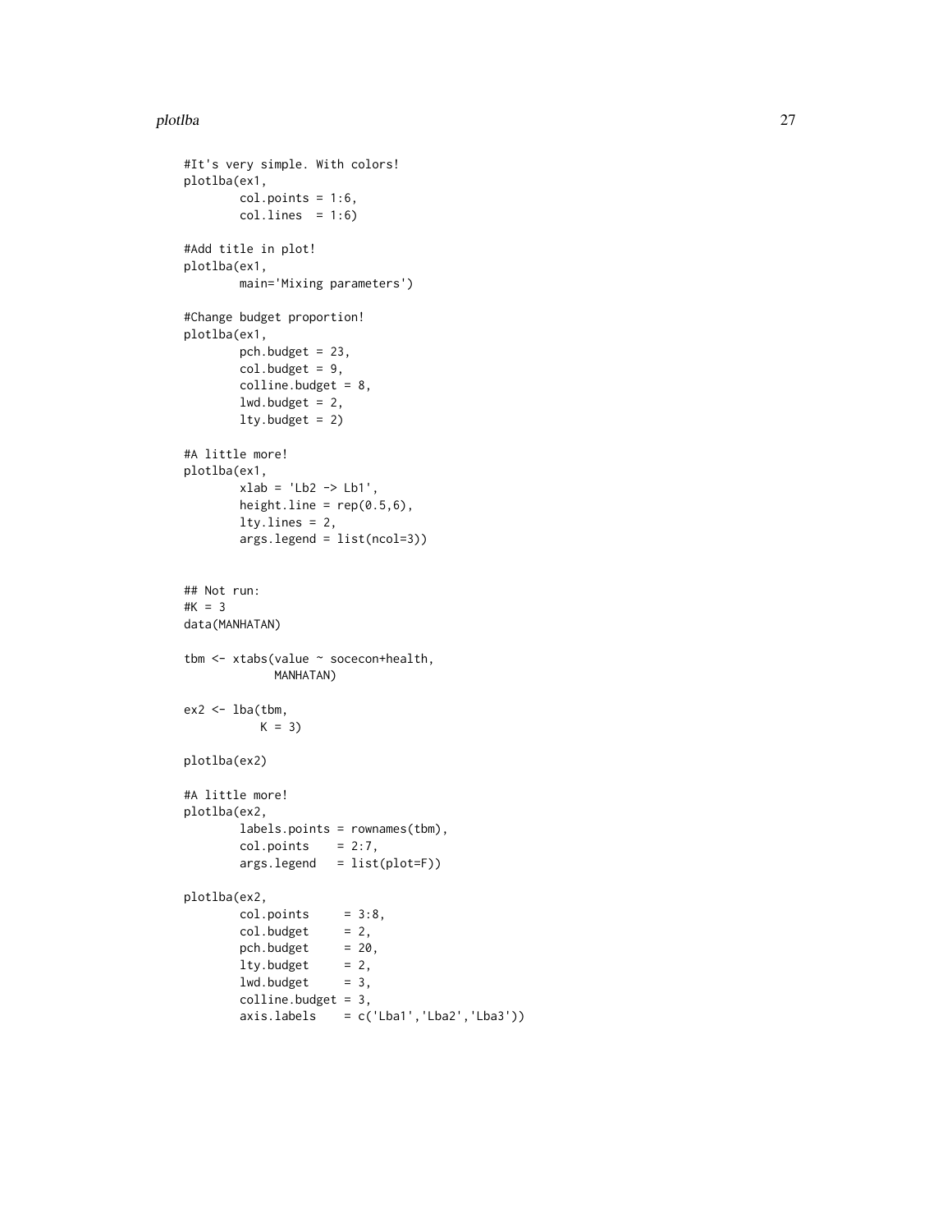```
#It's very simple. With colors!
plotlba(ex1,
        col.points = 1:6,
        col.lines  = 1:6)

#Add title in plot!
plotlba(ex1,
        main='Mixing parameters')

#Change budget proportion!
plotlba(ex1,
        pch.budget = 23,
        col.budget = 9,
        colline.budget = 8,
        lwd.budget = 2,
        lty.budget = 2)

#A little more!
plotlba(ex1,
        xlab = 'Lb2 -> Lb1',
        height.line = rep(0.5,6),
        lty.lines = 2,
        args.legend = list(ncol=3))


## Not run:
#K = 3
data(MANHATAN)

tbm <- xtabs(value ~ socecon+health,
             MANHATAN)

ex2 <- lba(tbm,
           K = 3)

plotlba(ex2)

#A little more!
plotlba(ex2,
        labels.points = rownames(tbm),
        col.points    = 2:7,
        args.legend   = list(plot=F))

plotlba(ex2,
        col.points     = 3:8,
        col.budget     = 2,
        pch.budget     = 20,
        lty.budget     = 2,
        lwd.budget     = 3,
        colline.budget = 3,
        axis.labels    = c('Lba1','Lba2','Lba3'))
```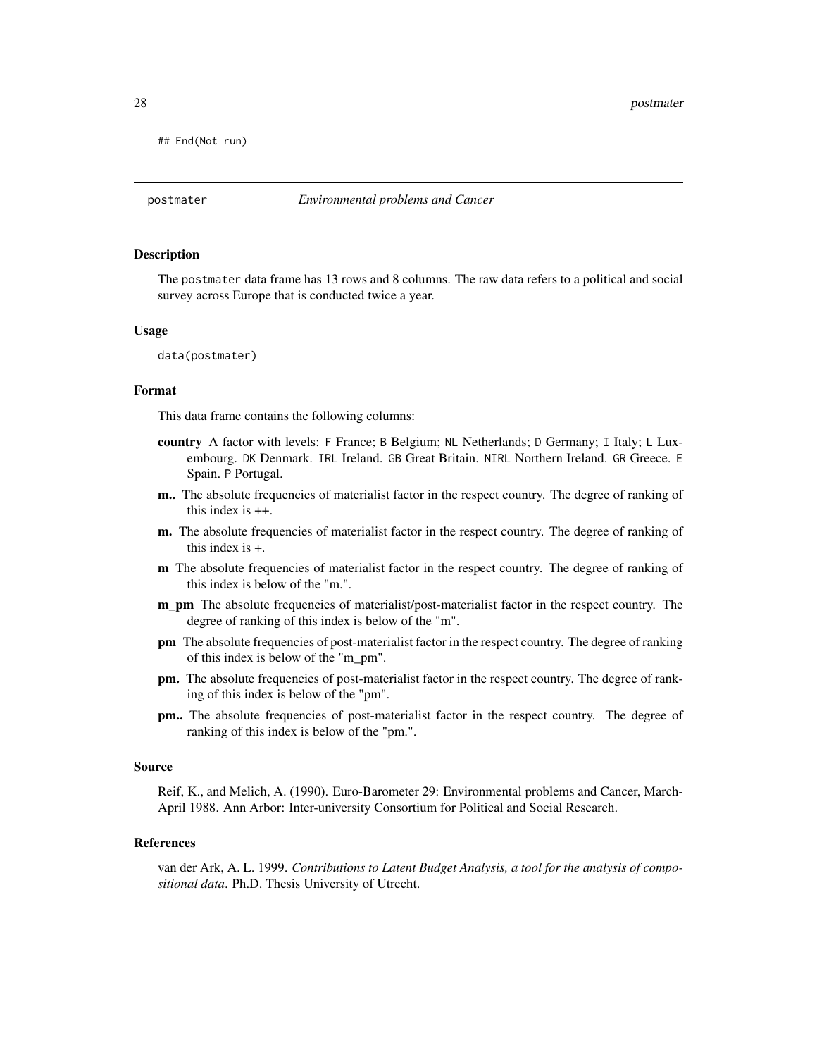```
## End(Not run)
```

---

postmater *Environmental problems and Cancer*

---

### Description

The postmater data frame has 13 rows and 8 columns. The raw data refers to a political and social survey across Europe that is conducted twice a year.

### Usage

```
data(postmater)
```

### Format

This data frame contains the following columns:

**country** A factor with levels: F France; B Belgium; NL Netherlands; D Germany; I Italy; L Luxembourg. DK Denmark. IRL Ireland. GB Great Britain. NIRL Northern Ireland. GR Greece. E Spain. P Portugal.

**m..** The absolute frequencies of materialist factor in the respect country. The degree of ranking of this index is ++.

**m.** The absolute frequencies of materialist factor in the respect country. The degree of ranking of this index is +.

**m** The absolute frequencies of materialist factor in the respect country. The degree of ranking of this index is below of the "m.".

**m_pm** The absolute frequencies of materialist/post-materialist factor in the respect country. The degree of ranking of this index is below of the "m".

**pm** The absolute frequencies of post-materialist factor in the respect country. The degree of ranking of this index is below of the "m_pm".

**pm.** The absolute frequencies of post-materialist factor in the respect country. The degree of ranking of this index is below of the "pm".

**pm..** The absolute frequencies of post-materialist factor in the respect country. The degree of ranking of this index is below of the "pm.".

### Source

Reif, K., and Melich, A. (1990). Euro-Barometer 29: Environmental problems and Cancer, March-April 1988. Ann Arbor: Inter-university Consortium for Political and Social Research.

### References

van der Ark, A. L. 1999. *Contributions to Latent Budget Analysis, a tool for the analysis of compositional data*. Ph.D. Thesis University of Utrecht.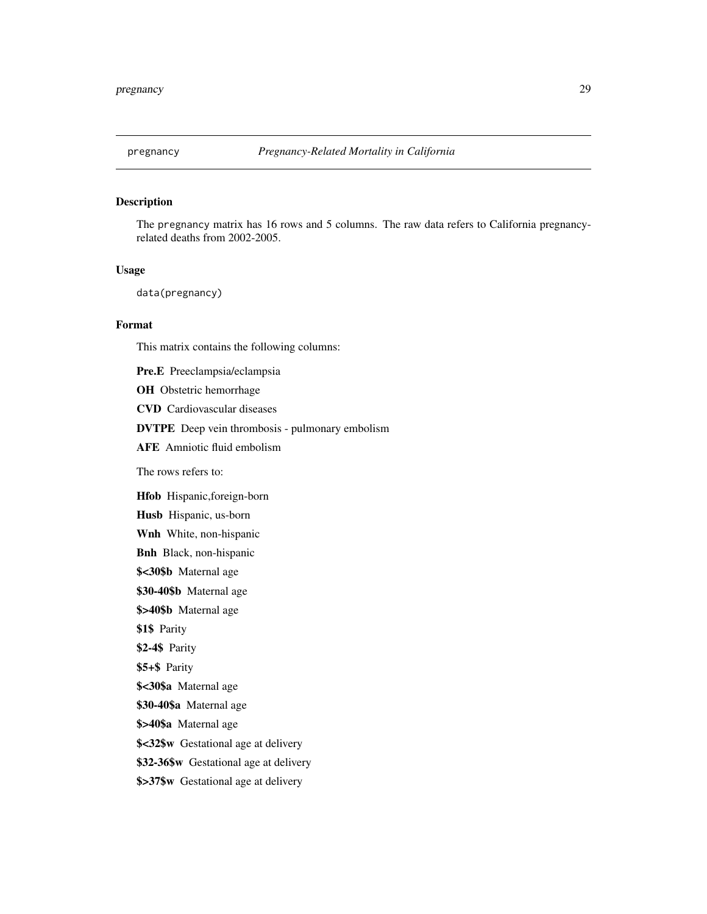## pregnancy *Pregnancy-Related Mortality in California*

### Description

The `pregnancy` matrix has 16 rows and 5 columns. The raw data refers to California pregnancy-related deaths from 2002-2005.

### Usage

```
data(pregnancy)
```

### Format

This matrix contains the following columns:

**Pre.E** Preeclampsia/eclampsia

**OH** Obstetric hemorrhage

**CVD** Cardiovascular diseases

**DVTPE** Deep vein thrombosis - pulmonary embolism

**AFE** Amniotic fluid embolism

The rows refers to:

**Hfob** Hispanic,foreign-born

**Husb** Hispanic, us-born

**Wnh** White, non-hispanic

**Bnh** Black, non-hispanic

**$<30$b** Maternal age

**$30-40$b** Maternal age

**$>40$b** Maternal age

**$1$** Parity

**$2-4$** Parity

**$5+$** Parity

**$<30$a** Maternal age

**$30-40$a** Maternal age

**$>40$a** Maternal age

**$<32$w** Gestational age at delivery

**$32-36$w** Gestational age at delivery

**$>37$w** Gestational age at delivery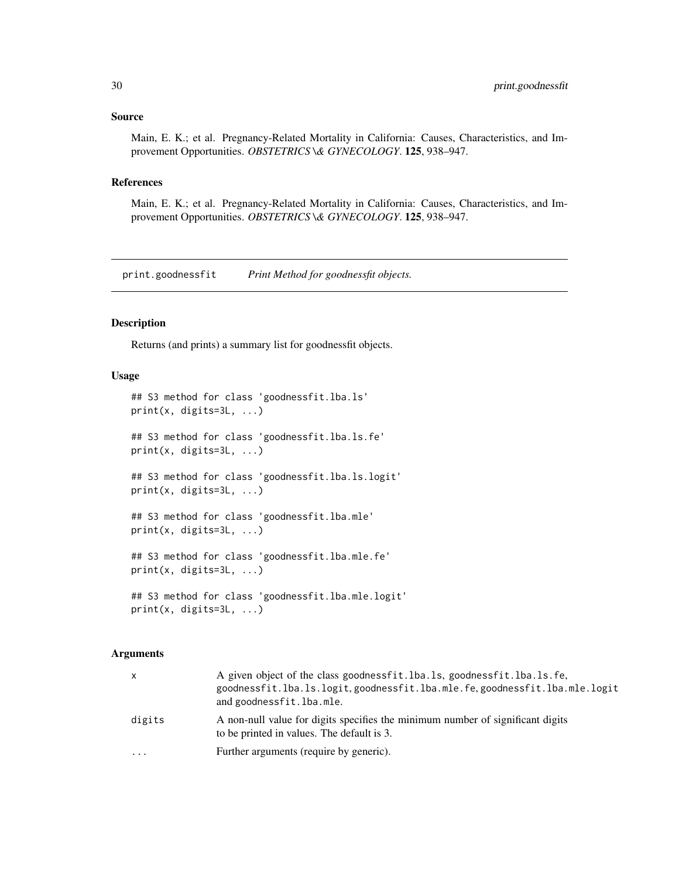## Source

Main, E. K.; et al. Pregnancy-Related Mortality in California: Causes, Characteristics, and Improvement Opportunities. *OBSTETRICS \& GYNECOLOGY*. **125**, 938–947.

## References

Main, E. K.; et al. Pregnancy-Related Mortality in California: Causes, Characteristics, and Improvement Opportunities. *OBSTETRICS \& GYNECOLOGY*. **125**, 938–947.

---

# print.goodnessfit *Print Method for goodnessfit objects.*

---

## Description

Returns (and prints) a summary list for goodnessfit objects.

## Usage

```
## S3 method for class 'goodnessfit.lba.ls'
print(x, digits=3L, ...)

## S3 method for class 'goodnessfit.lba.ls.fe'
print(x, digits=3L, ...)

## S3 method for class 'goodnessfit.lba.ls.logit'
print(x, digits=3L, ...)

## S3 method for class 'goodnessfit.lba.mle'
print(x, digits=3L, ...)

## S3 method for class 'goodnessfit.lba.mle.fe'
print(x, digits=3L, ...)

## S3 method for class 'goodnessfit.lba.mle.logit'
print(x, digits=3L, ...)
```

## Arguments

| | |
|---|---|
| `x` | A given object of the class `goodnessfit.lba.ls`, `goodnessfit.lba.ls.fe`, `goodnessfit.lba.ls.logit`, `goodnessfit.lba.mle.fe`, `goodnessfit.lba.mle.logit` and `goodnessfit.lba.mle`. |
| `digits` | A non-null value for digits specifies the minimum number of significant digits to be printed in values. The default is 3. |
| `...` | Further arguments (require by generic). |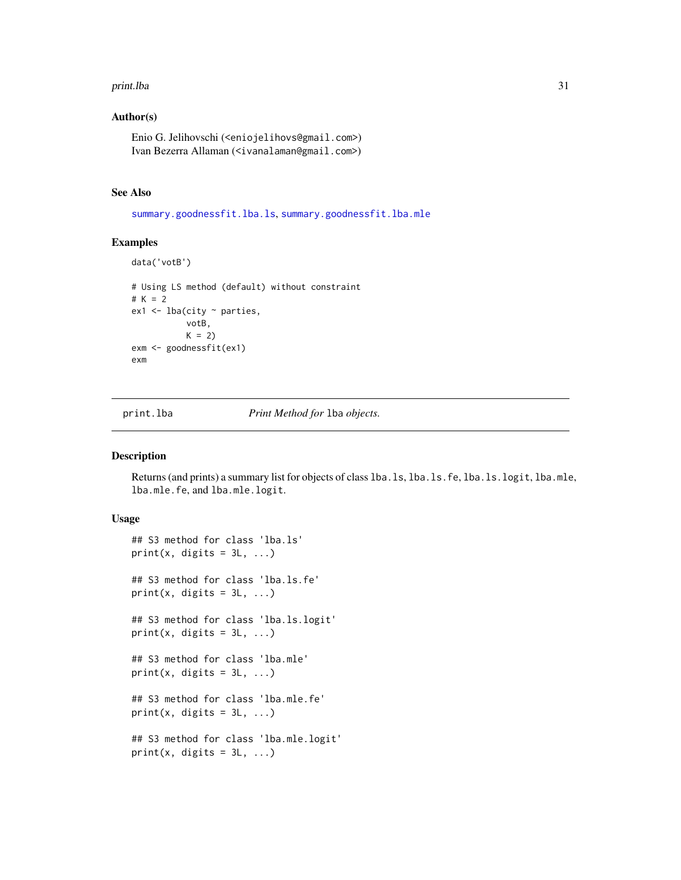### Author(s)

Enio G. Jelihovschi (<eniojelihovs@gmail.com>)
Ivan Bezerra Allaman (<ivanalaman@gmail.com>)

### See Also

summary.goodnessfit.lba.ls, summary.goodnessfit.lba.mle

### Examples

```
data('votB')

# Using LS method (default) without constraint
# K = 2
ex1 <- lba(city ~ parties,
           votB,
           K = 2)
exm <- goodnessfit(ex1)
exm
```

---

## print.lba — *Print Method for* `lba` *objects.*

### Description

Returns (and prints) a summary list for objects of class `lba.ls`, `lba.ls.fe`, `lba.ls.logit`, `lba.mle`, `lba.mle.fe`, and `lba.mle.logit`.

### Usage

```
## S3 method for class 'lba.ls'
print(x, digits = 3L, ...)

## S3 method for class 'lba.ls.fe'
print(x, digits = 3L, ...)

## S3 method for class 'lba.ls.logit'
print(x, digits = 3L, ...)

## S3 method for class 'lba.mle'
print(x, digits = 3L, ...)

## S3 method for class 'lba.mle.fe'
print(x, digits = 3L, ...)

## S3 method for class 'lba.mle.logit'
print(x, digits = 3L, ...)
```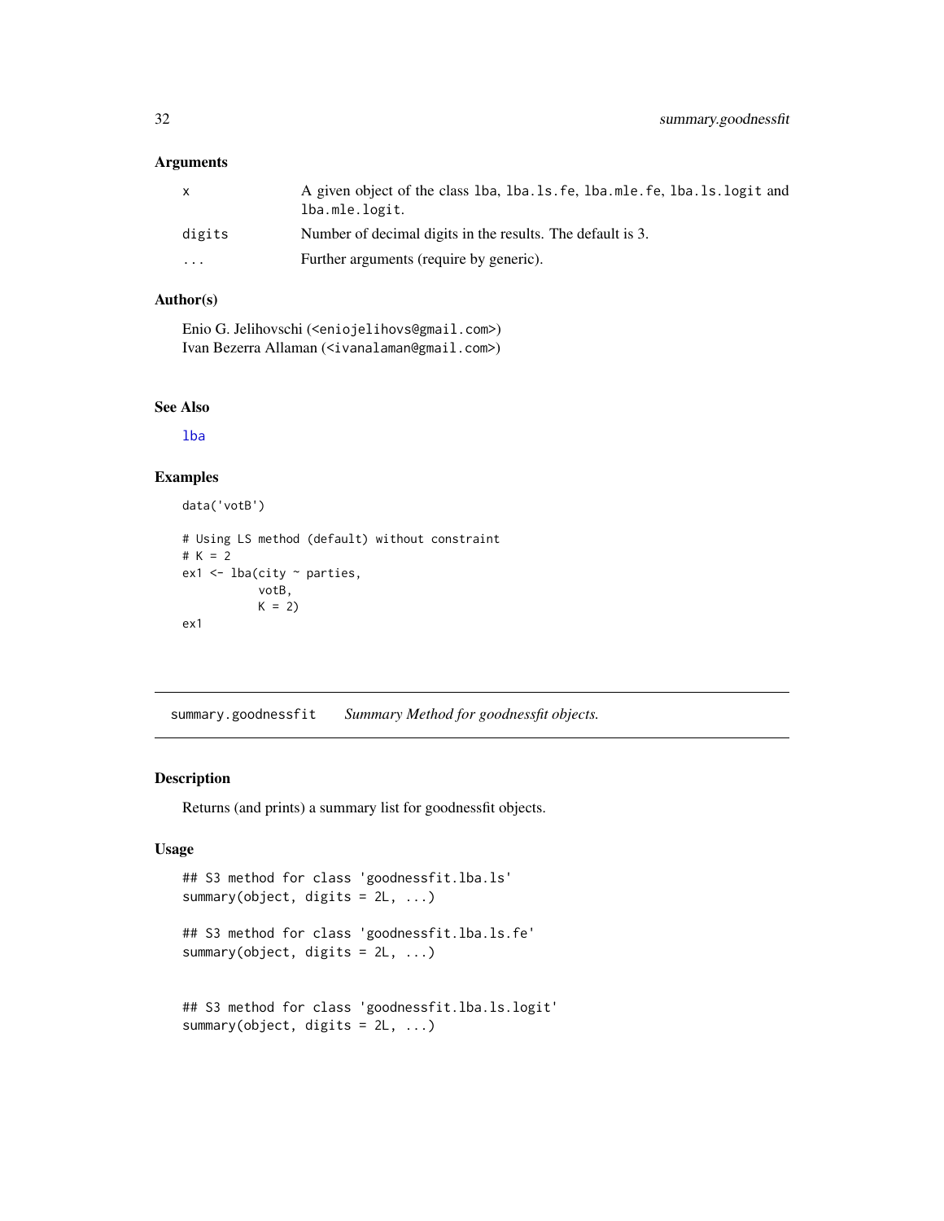## Arguments

| | |
|---|---|
| x | A given object of the class lba, lba.ls.fe, lba.mle.fe, lba.ls.logit and lba.mle.logit. |
| digits | Number of decimal digits in the results. The default is 3. |
| ... | Further arguments (require by generic). |

## Author(s)

Enio G. Jelihovschi (<eniojelihovs@gmail.com>)
Ivan Bezerra Allaman (<ivanalaman@gmail.com>)

## See Also

lba

## Examples

```
data('votB')

# Using LS method (default) without constraint
# K = 2
ex1 <- lba(city ~ parties,
           votB,
           K = 2)
ex1
```

---

# summary.goodnessfit    *Summary Method for goodnessfit objects.*

## Description

Returns (and prints) a summary list for goodnessfit objects.

## Usage

```
## S3 method for class 'goodnessfit.lba.ls'
summary(object, digits = 2L, ...)

## S3 method for class 'goodnessfit.lba.ls.fe'
summary(object, digits = 2L, ...)


## S3 method for class 'goodnessfit.lba.ls.logit'
summary(object, digits = 2L, ...)
```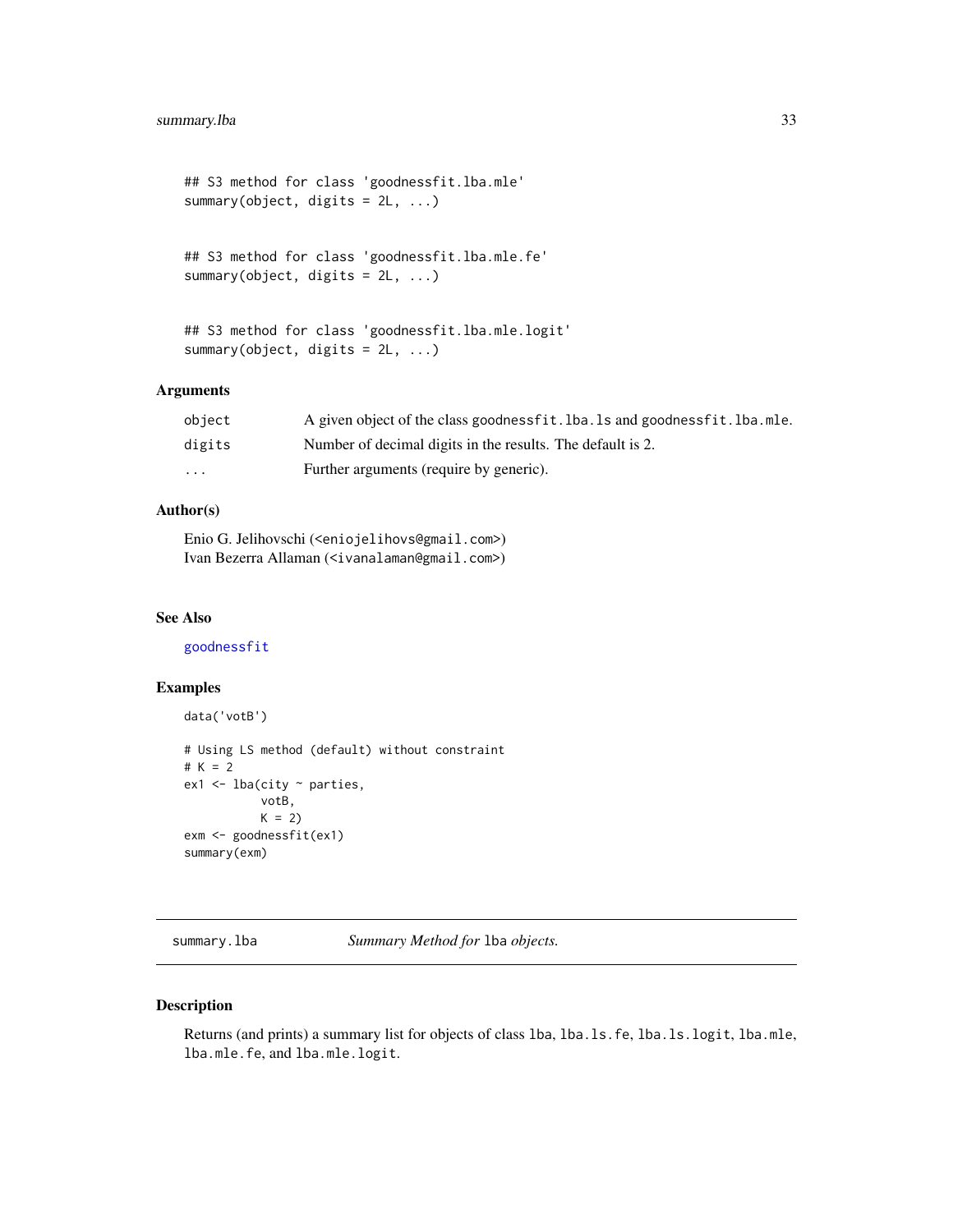```
## S3 method for class 'goodnessfit.lba.mle'
summary(object, digits = 2L, ...)


## S3 method for class 'goodnessfit.lba.mle.fe'
summary(object, digits = 2L, ...)


## S3 method for class 'goodnessfit.lba.mle.logit'
summary(object, digits = 2L, ...)
```

### Arguments

| | |
|---|---|
| `object` | A given object of the class `goodnessfit.lba.ls` and `goodnessfit.lba.mle`. |
| `digits` | Number of decimal digits in the results. The default is 2. |
| `...` | Further arguments (require by generic). |

### Author(s)

Enio G. Jelihovschi (<eniojelihovs@gmail.com>)
Ivan Bezerra Allaman (<ivanalaman@gmail.com>)

### See Also

`goodnessfit`

### Examples

```
data('votB')

# Using LS method (default) without constraint
# K = 2
ex1 <- lba(city ~ parties,
           votB,
           K = 2)
exm <- goodnessfit(ex1)
summary(exm)
```

---

## summary.lba — *Summary Method for* `lba` *objects.*

### Description

Returns (and prints) a summary list for objects of class `lba`, `lba.ls.fe`, `lba.ls.logit`, `lba.mle`, `lba.mle.fe`, and `lba.mle.logit`.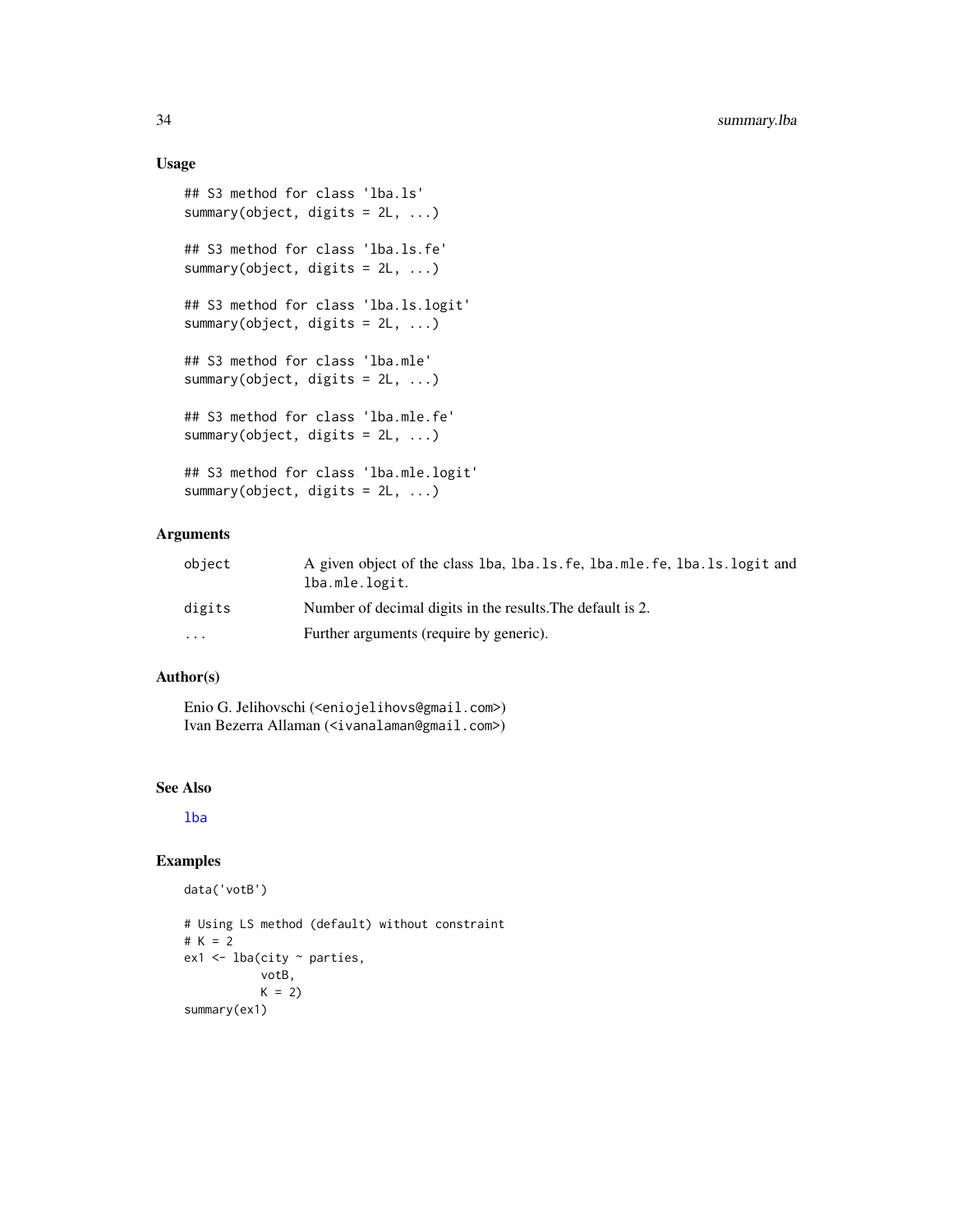## Usage

```
## S3 method for class 'lba.ls'
summary(object, digits = 2L, ...)

## S3 method for class 'lba.ls.fe'
summary(object, digits = 2L, ...)

## S3 method for class 'lba.ls.logit'
summary(object, digits = 2L, ...)

## S3 method for class 'lba.mle'
summary(object, digits = 2L, ...)

## S3 method for class 'lba.mle.fe'
summary(object, digits = 2L, ...)

## S3 method for class 'lba.mle.logit'
summary(object, digits = 2L, ...)
```

## Arguments

| | |
|---|---|
| `object` | A given object of the class lba, lba.ls.fe, lba.mle.fe, lba.ls.logit and lba.mle.logit. |
| `digits` | Number of decimal digits in the results.The default is 2. |
| `...` | Further arguments (require by generic). |

## Author(s)

Enio G. Jelihovschi (<eniojelihovs@gmail.com>)
Ivan Bezerra Allaman (<ivanalaman@gmail.com>)

## See Also

lba

## Examples

```
data('votB')

# Using LS method (default) without constraint
# K = 2
ex1 <- lba(city ~ parties,
           votB,
           K = 2)
summary(ex1)
```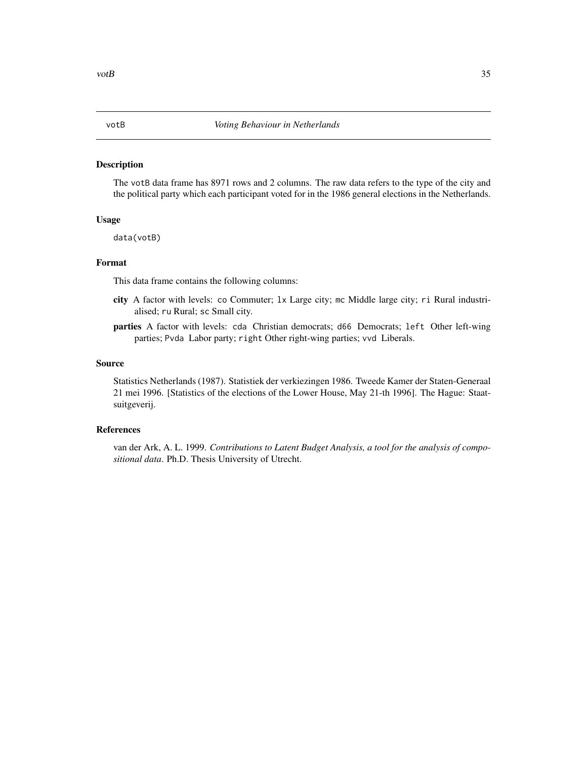## votB — *Voting Behaviour in Netherlands*

### Description

The votB data frame has 8971 rows and 2 columns. The raw data refers to the type of the city and the political party which each participant voted for in the 1986 general elections in the Netherlands.

### Usage

```
data(votB)
```

### Format

This data frame contains the following columns:

- **city** A factor with levels: `co` Commuter; `lx` Large city; `mc` Middle large city; `ri` Rural industrialised; `ru` Rural; `sc` Small city.
- **parties** A factor with levels: `cda` Christian democrats; `d66` Democrats; `left` Other left-wing parties; `Pvda` Labor party; `right` Other right-wing parties; `vvd` Liberals.

### Source

Statistics Netherlands (1987). Statistiek der verkiezingen 1986. Tweede Kamer der Staten-Generaal 21 mei 1996. [Statistics of the elections of the Lower House, May 21-th 1996]. The Hague: Staatsuitgeverij.

### References

van der Ark, A. L. 1999. *Contributions to Latent Budget Analysis, a tool for the analysis of compositional data*. Ph.D. Thesis University of Utrecht.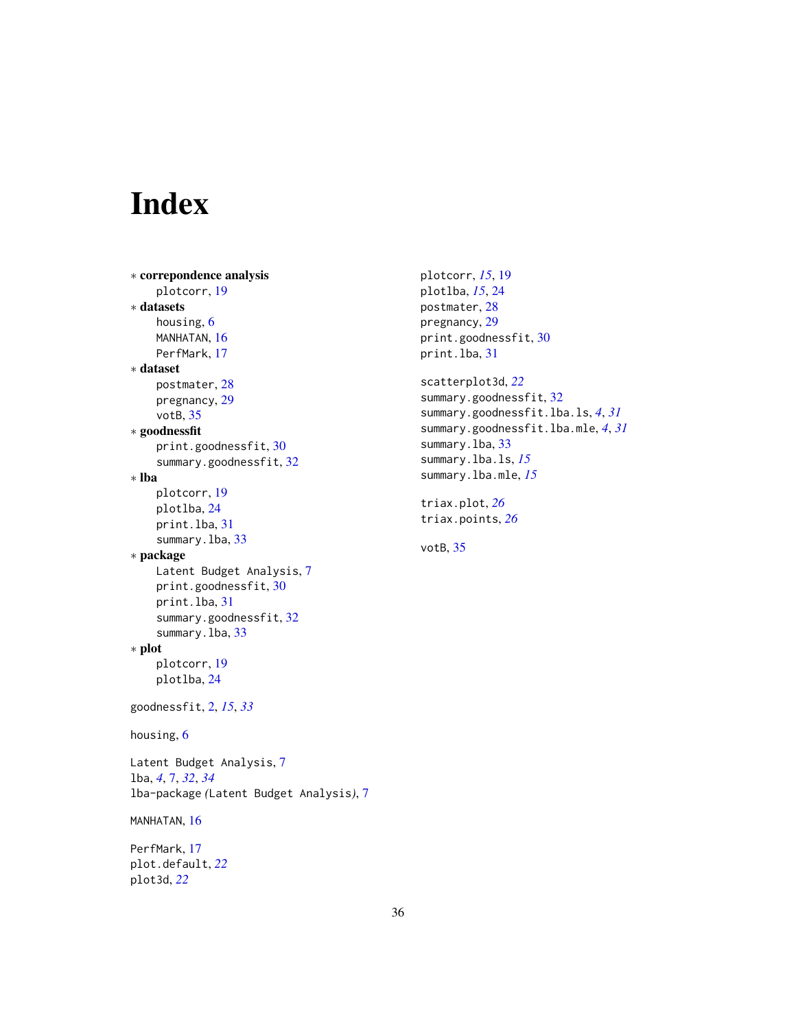# Index

∗ **correpondence analysis**
  plotcorr, 19

∗ **datasets**
  housing, 6
  MANHATAN, 16
  PerfMark, 17

∗ **dataset**
  postmater, 28
  pregnancy, 29
  votB, 35

∗ **goodnessfit**
  print.goodnessfit, 30
  summary.goodnessfit, 32

∗ **lba**
  plotcorr, 19
  plotlba, 24
  print.lba, 31
  summary.lba, 33

∗ **package**
  Latent Budget Analysis, 7
  print.goodnessfit, 30
  print.lba, 31
  summary.goodnessfit, 32
  summary.lba, 33

∗ **plot**
  plotcorr, 19
  plotlba, 24

goodnessfit, 2, *15*, *33*

housing, 6

Latent Budget Analysis, 7
lba, *4*, 7, *32*, *34*
lba-package *(*Latent Budget Analysis*)*, 7

MANHATAN, 16

PerfMark, 17
plot.default, *22*
plot3d, *22*
plotcorr, *15*, 19
plotlba, *15*, 24
postmater, 28
pregnancy, 29
print.goodnessfit, 30
print.lba, 31

scatterplot3d, *22*
summary.goodnessfit, 32
summary.goodnessfit.lba.ls, *4*, *31*
summary.goodnessfit.lba.mle, *4*, *31*
summary.lba, 33
summary.lba.ls, *15*
summary.lba.mle, *15*

triax.plot, *26*
triax.points, *26*

votB, 35